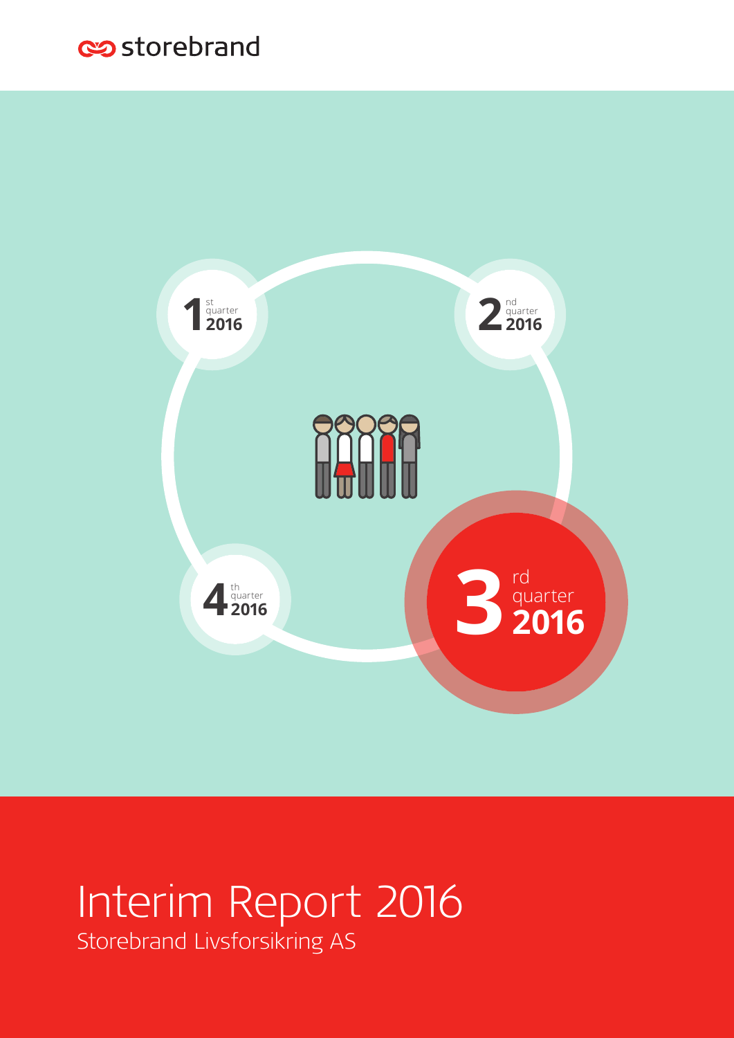storebrand

1st quarter 2016

2nd quarter 2016

3rd quarter 2016

4th quarter 2016

# Interim Report 2016

Storebrand Livsforsikring AS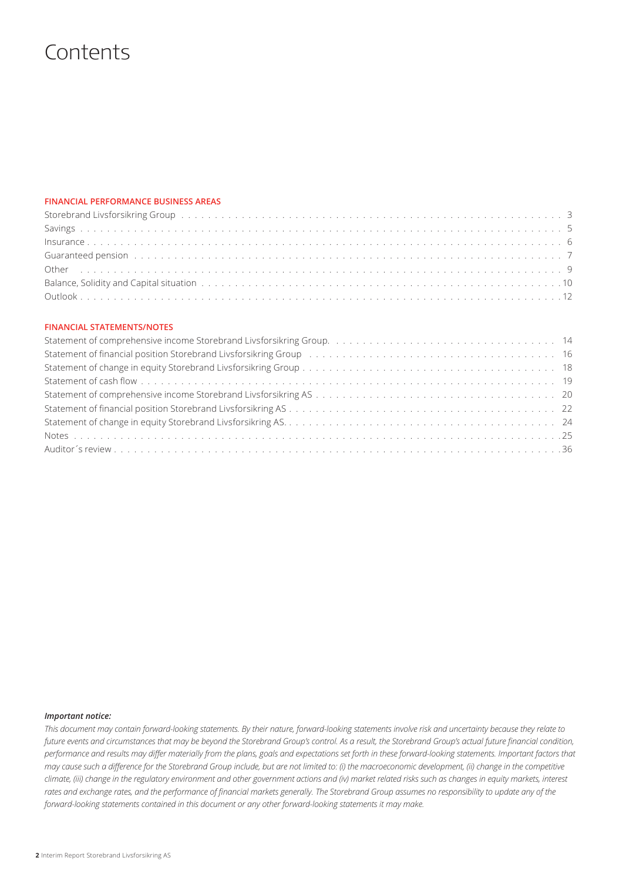# Contents

**FINANCIAL PERFORMANCE BUSINESS AREAS**

| | |
|---|---|
| Storebrand Livsforsikring Group | 3 |
| Savings | 5 |
| Insurance | 6 |
| Guaranteed pension | 7 |
| Other | 9 |
| Balance, Solidity and Capital situation | 10 |
| Outlook | 12 |

**FINANCIAL STATEMENTS/NOTES**

| | |
|---|---|
| Statement of comprehensive income Storebrand Livsforsikring Group. | 14 |
| Statement of financial position Storebrand Livsforsikring Group | 16 |
| Statement of change in equity Storebrand Livsforsikring Group | 18 |
| Statement of cash flow | 19 |
| Statement of comprehensive income Storebrand Livsforsikring AS | 20 |
| Statement of financial position Storebrand Livsforsikring AS | 22 |
| Statement of change in equity Storebrand Livsforsikring AS. | 24 |
| Notes | 25 |
| Auditor´s review | 36 |

***Important notice:***

*This document may contain forward-looking statements. By their nature, forward-looking statements involve risk and uncertainty because they relate to future events and circumstances that may be beyond the Storebrand Group's control. As a result, the Storebrand Group's actual future financial condition, performance and results may differ materially from the plans, goals and expectations set forth in these forward-looking statements. Important factors that may cause such a difference for the Storebrand Group include, but are not limited to: (i) the macroeconomic development, (ii) change in the competitive climate, (iii) change in the regulatory environment and other government actions and (iv) market related risks such as changes in equity markets, interest rates and exchange rates, and the performance of financial markets generally. The Storebrand Group assumes no responsibility to update any of the forward-looking statements contained in this document or any other forward-looking statements it may make.*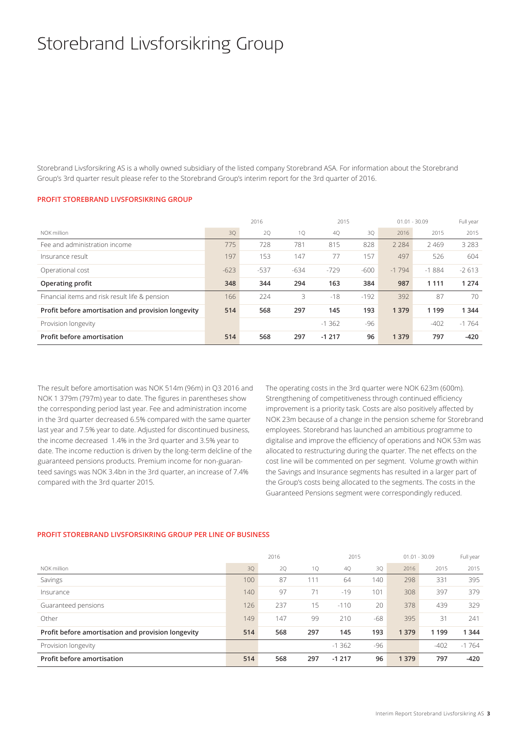# Storebrand Livsforsikring Group

Storebrand Livsforsikring AS is a wholly owned subsidiary of the listed company Storebrand ASA. For information about the Storebrand Group's 3rd quarter result please refer to the Storebrand Group's interim report for the 3rd quarter of 2016.

### PROFIT STOREBRAND LIVSFORSIKRING GROUP

| | 2016 | | | 2015 | | 01.01 - 30.09 | | Full year |
|---|---|---|---|---|---|---|---|---|
| NOK million | 3Q | 2Q | 1Q | 4Q | 3Q | 2016 | 2015 | 2015 |
| Fee and administration income | 775 | 728 | 781 | 815 | 828 | 2 284 | 2 469 | 3 283 |
| Insurance result | 197 | 153 | 147 | 77 | 157 | 497 | 526 | 604 |
| Operational cost | -623 | -537 | -634 | -729 | -600 | -1 794 | -1 884 | -2 613 |
| **Operating profit** | **348** | **344** | **294** | **163** | **384** | **987** | **1 111** | **1 274** |
| Financial items and risk result life & pension | 166 | 224 | 3 | -18 | -192 | 392 | 87 | 70 |
| **Profit before amortisation and provision longevity** | **514** | **568** | **297** | **145** | **193** | **1 379** | **1 199** | **1 344** |
| Provision longevity | | | | -1 362 | -96 | | -402 | -1 764 |
| **Profit before amortisation** | **514** | **568** | **297** | **-1 217** | **96** | **1 379** | **797** | **-420** |

The result before amortisation was NOK 514m (96m) in Q3 2016 and NOK 1 379m (797m) year to date. The figures in parentheses show the corresponding period last year. Fee and administration income in the 3rd quarter decreased 6.5% compared with the same quarter last year and 7.5% year to date. Adjusted for discontinued business, the income decreased 1.4% in the 3rd quarter and 3.5% year to date. The income reduction is driven by the long-term delcline of the guaranteed pensions products. Premium income for non-guaranteed savings was NOK 3.4bn in the 3rd quarter, an increase of 7.4% compared with the 3rd quarter 2015.

The operating costs in the 3rd quarter were NOK 623m (600m). Strengthening of competitiveness through continued efficiency improvement is a priority task. Costs are also positively affected by NOK 23m because of a change in the pension scheme for Storebrand employees. Storebrand has launched an ambitious programme to digitalise and improve the efficiency of operations and NOK 53m was allocated to restructuring during the quarter. The net effects on the cost line will be commented on per segment. Volume growth within the Savings and Insurance segments has resulted in a larger part of the Group's costs being allocated to the segments. The costs in the Guaranteed Pensions segment were correspondingly reduced.

### PROFIT STOREBRAND LIVSFORSIKRING GROUP PER LINE OF BUSINESS

| | 2016 | | | 2015 | | 01.01 - 30.09 | | Full year |
|---|---|---|---|---|---|---|---|---|
| NOK million | 3Q | 2Q | 1Q | 4Q | 3Q | 2016 | 2015 | 2015 |
| Savings | 100 | 87 | 111 | 64 | 140 | 298 | 331 | 395 |
| Insurance | 140 | 97 | 71 | -19 | 101 | 308 | 397 | 379 |
| Guaranteed pensions | 126 | 237 | 15 | -110 | 20 | 378 | 439 | 329 |
| Other | 149 | 147 | 99 | 210 | -68 | 395 | 31 | 241 |
| **Profit before amortisation and provision longevity** | **514** | **568** | **297** | **145** | **193** | **1 379** | **1 199** | **1 344** |
| Provision longevity | | | | -1 362 | -96 | | -402 | -1 764 |
| **Profit before amortisation** | **514** | **568** | **297** | **-1 217** | **96** | **1 379** | **797** | **-420** |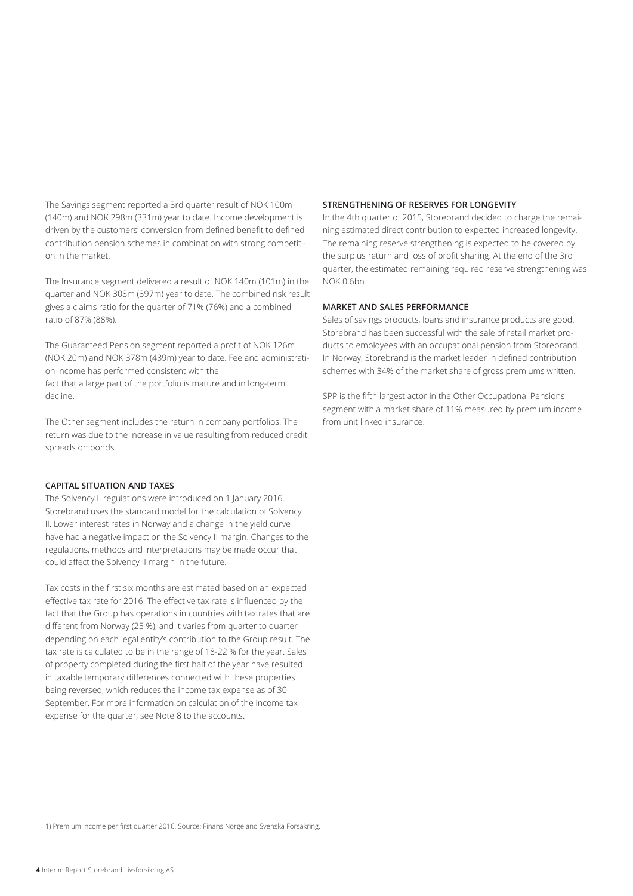The Savings segment reported a 3rd quarter result of NOK 100m (140m) and NOK 298m (331m) year to date. Income development is driven by the customers' conversion from defined benefit to defined contribution pension schemes in combination with strong competition in the market.

The Insurance segment delivered a result of NOK 140m (101m) in the quarter and NOK 308m (397m) year to date. The combined risk result gives a claims ratio for the quarter of 71% (76%) and a combined ratio of 87% (88%).

The Guaranteed Pension segment reported a profit of NOK 126m (NOK 20m) and NOK 378m (439m) year to date. Fee and administration income has performed consistent with the fact that a large part of the portfolio is mature and in long-term decline.

The Other segment includes the return in company portfolios. The return was due to the increase in value resulting from reduced credit spreads on bonds.

**CAPITAL SITUATION AND TAXES**

The Solvency II regulations were introduced on 1 January 2016. Storebrand uses the standard model for the calculation of Solvency II. Lower interest rates in Norway and a change in the yield curve have had a negative impact on the Solvency II margin. Changes to the regulations, methods and interpretations may be made occur that could affect the Solvency II margin in the future.

Tax costs in the first six months are estimated based on an expected effective tax rate for 2016. The effective tax rate is influenced by the fact that the Group has operations in countries with tax rates that are different from Norway (25 %), and it varies from quarter to quarter depending on each legal entity's contribution to the Group result. The tax rate is calculated to be in the range of 18-22 % for the year. Sales of property completed during the first half of the year have resulted in taxable temporary differences connected with these properties being reversed, which reduces the income tax expense as of 30 September. For more information on calculation of the income tax expense for the quarter, see Note 8 to the accounts.

**STRENGTHENING OF RESERVES FOR LONGEVITY**

In the 4th quarter of 2015, Storebrand decided to charge the remaining estimated direct contribution to expected increased longevity. The remaining reserve strengthening is expected to be covered by the surplus return and loss of profit sharing. At the end of the 3rd quarter, the estimated remaining required reserve strengthening was NOK 0.6bn

**MARKET AND SALES PERFORMANCE**

Sales of savings products, loans and insurance products are good. Storebrand has been successful with the sale of retail market products to employees with an occupational pension from Storebrand. In Norway, Storebrand is the market leader in defined contribution schemes with 34% of the market share of gross premiums written.

SPP is the fifth largest actor in the Other Occupational Pensions segment with a market share of 11% measured by premium income from unit linked insurance.

1) Premium income per first quarter 2016. Source: Finans Norge and Svenska Försäkring.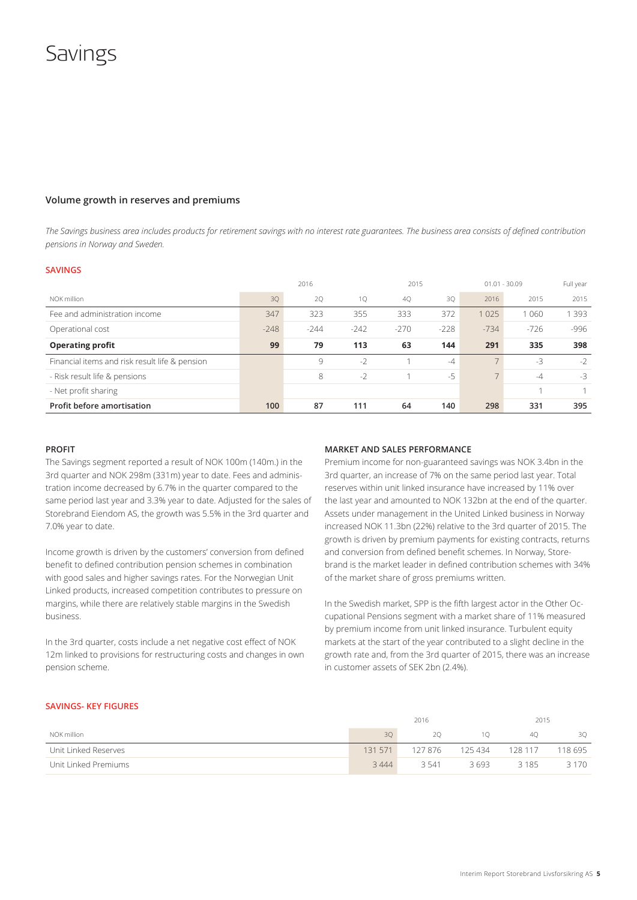# Savings

## Volume growth in reserves and premiums

*The Savings business area includes products for retirement savings with no interest rate guarantees. The business area consists of defined contribution pensions in Norway and Sweden.*

### SAVINGS

| | 2016 | | | 2015 | | 01.01 - 30.09 | | Full year |
|---|---|---|---|---|---|---|---|---|
| NOK million | 3Q | 2Q | 1Q | 4Q | 3Q | 2016 | 2015 | 2015 |
| Fee and administration income | 347 | 323 | 355 | 333 | 372 | 1 025 | 1 060 | 1 393 |
| Operational cost | -248 | -244 | -242 | -270 | -228 | -734 | -726 | -996 |
| **Operating profit** | **99** | **79** | **113** | **63** | **144** | **291** | **335** | **398** |
| Financial items and risk result life & pension | | 9 | -2 | 1 | -4 | 7 | -3 | -2 |
| - Risk result life & pensions | | 8 | -2 | 1 | -5 | 7 | -4 | -3 |
| - Net profit sharing | | | | | | | 1 | 1 |
| **Profit before amortisation** | **100** | **87** | **111** | **64** | **140** | **298** | **331** | **395** |

### PROFIT

The Savings segment reported a result of NOK 100m (140m.) in the 3rd quarter and NOK 298m (331m) year to date. Fees and administration income decreased by 6.7% in the quarter compared to the same period last year and 3.3% year to date. Adjusted for the sales of Storebrand Eiendom AS, the growth was 5.5% in the 3rd quarter and 7.0% year to date.

Income growth is driven by the customers' conversion from defined benefit to defined contribution pension schemes in combination with good sales and higher savings rates. For the Norwegian Unit Linked products, increased competition contributes to pressure on margins, while there are relatively stable margins in the Swedish business.

In the 3rd quarter, costs include a net negative cost effect of NOK 12m linked to provisions for restructuring costs and changes in own pension scheme.

### MARKET AND SALES PERFORMANCE

Premium income for non-guaranteed savings was NOK 3.4bn in the 3rd quarter, an increase of 7% on the same period last year. Total reserves within unit linked insurance have increased by 11% over the last year and amounted to NOK 132bn at the end of the quarter. Assets under management in the United Linked business in Norway increased NOK 11.3bn (22%) relative to the 3rd quarter of 2015. The growth is driven by premium payments for existing contracts, returns and conversion from defined benefit schemes. In Norway, Storebrand is the market leader in defined contribution schemes with 34% of the market share of gross premiums written.

In the Swedish market, SPP is the fifth largest actor in the Other Occupational Pensions segment with a market share of 11% measured by premium income from unit linked insurance. Turbulent equity markets at the start of the year contributed to a slight decline in the growth rate and, from the 3rd quarter of 2015, there was an increase in customer assets of SEK 2bn (2.4%).

### SAVINGS- KEY FIGURES

| | 2016 | | | 2015 | |
|---|---|---|---|---|---|
| NOK million | 3Q | 2Q | 1Q | 4Q | 3Q |
| Unit Linked Reserves | 131 571 | 127 876 | 125 434 | 128 117 | 118 695 |
| Unit Linked Premiums | 3 444 | 3 541 | 3 693 | 3 185 | 3 170 |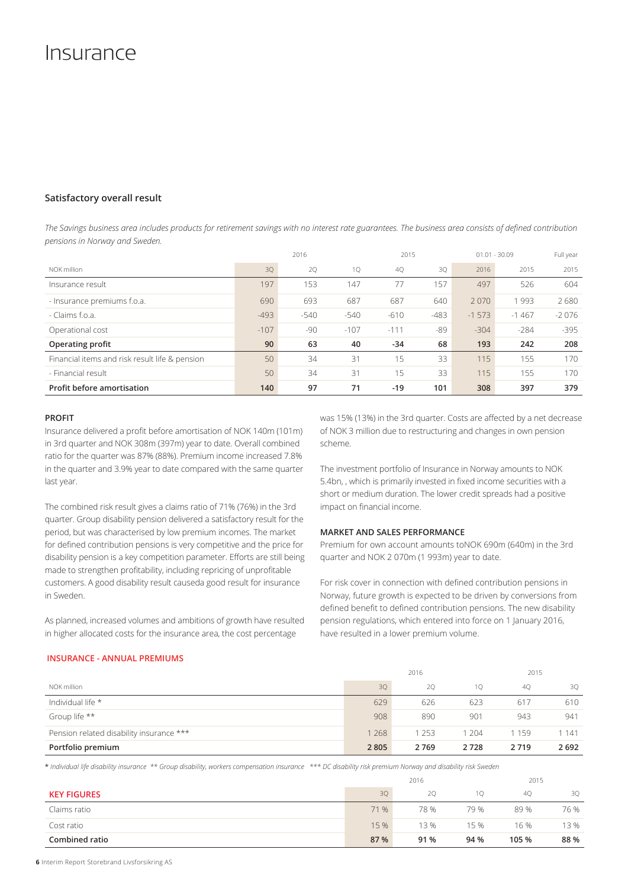# Insurance

### Satisfactory overall result

*The Savings business area includes products for retirement savings with no interest rate guarantees. The business area consists of defined contribution pensions in Norway and Sweden.*

| | 2016 | | | 2015 | | 01.01 - 30.09 | | Full year |
|---|---|---|---|---|---|---|---|---|
| NOK million | 3Q | 2Q | 1Q | 4Q | 3Q | 2016 | 2015 | 2015 |
| Insurance result | 197 | 153 | 147 | 77 | 157 | 497 | 526 | 604 |
| - Insurance premiums f.o.a. | 690 | 693 | 687 | 687 | 640 | 2 070 | 1 993 | 2 680 |
| - Claims f.o.a. | -493 | -540 | -540 | -610 | -483 | -1 573 | -1 467 | -2 076 |
| Operational cost | -107 | -90 | -107 | -111 | -89 | -304 | -284 | -395 |
| **Operating profit** | **90** | **63** | **40** | **-34** | **68** | **193** | **242** | **208** |
| Financial items and risk result life & pension | 50 | 34 | 31 | 15 | 33 | 115 | 155 | 170 |
| - Financial result | 50 | 34 | 31 | 15 | 33 | 115 | 155 | 170 |
| **Profit before amortisation** | **140** | **97** | **71** | **-19** | **101** | **308** | **397** | **379** |

#### PROFIT

Insurance delivered a profit before amortisation of NOK 140m (101m) in 3rd quarter and NOK 308m (397m) year to date. Overall combined ratio for the quarter was 87% (88%). Premium income increased 7.8% in the quarter and 3.9% year to date compared with the same quarter last year.

The combined risk result gives a claims ratio of 71% (76%) in the 3rd quarter. Group disability pension delivered a satisfactory result for the period, but was characterised by low premium incomes. The market for defined contribution pensions is very competitive and the price for disability pension is a key competition parameter. Efforts are still being made to strengthen profitability, including repricing of unprofitable customers. A good disability result causeda good result for insurance in Sweden.

As planned, increased volumes and ambitions of growth have resulted in higher allocated costs for the insurance area, the cost percentage was 15% (13%) in the 3rd quarter. Costs are affected by a net decrease of NOK 3 million due to restructuring and changes in own pension scheme.

The investment portfolio of Insurance in Norway amounts to NOK 5.4bn, , which is primarily invested in fixed income securities with a short or medium duration. The lower credit spreads had a positive impact on financial income.

#### MARKET AND SALES PERFORMANCE

Premium for own account amounts toNOK 690m (640m) in the 3rd quarter and NOK 2 070m (1 993m) year to date.

For risk cover in connection with defined contribution pensions in Norway, future growth is expected to be driven by conversions from defined benefit to defined contribution pensions. The new disability pension regulations, which entered into force on 1 January 2016, have resulted in a lower premium volume.

#### INSURANCE - ANNUAL PREMIUMS

| | 2016 | | | 2015 | |
|---|---|---|---|---|---|
| NOK million | 3Q | 2Q | 1Q | 4Q | 3Q |
| Individual life * | 629 | 626 | 623 | 617 | 610 |
| Group life ** | 908 | 890 | 901 | 943 | 941 |
| Pension related disability insurance *** | 1 268 | 1 253 | 1 204 | 1 159 | 1 141 |
| **Portfolio premium** | **2 805** | **2 769** | **2 728** | **2 719** | **2 692** |

\* *Individual life disability insurance* ** *Group disability, workers compensation insurance* *** *DC disability risk premium Norway and disability risk Sweden*

| | 2016 | | | 2015 | |
|---|---|---|---|---|---|
| **KEY FIGURES** | 3Q | 2Q | 1Q | 4Q | 3Q |
| Claims ratio | 71 % | 78 % | 79 % | 89 % | 76 % |
| Cost ratio | 15 % | 13 % | 15 % | 16 % | 13 % |
| **Combined ratio** | **87 %** | **91 %** | **94 %** | **105 %** | **88 %** |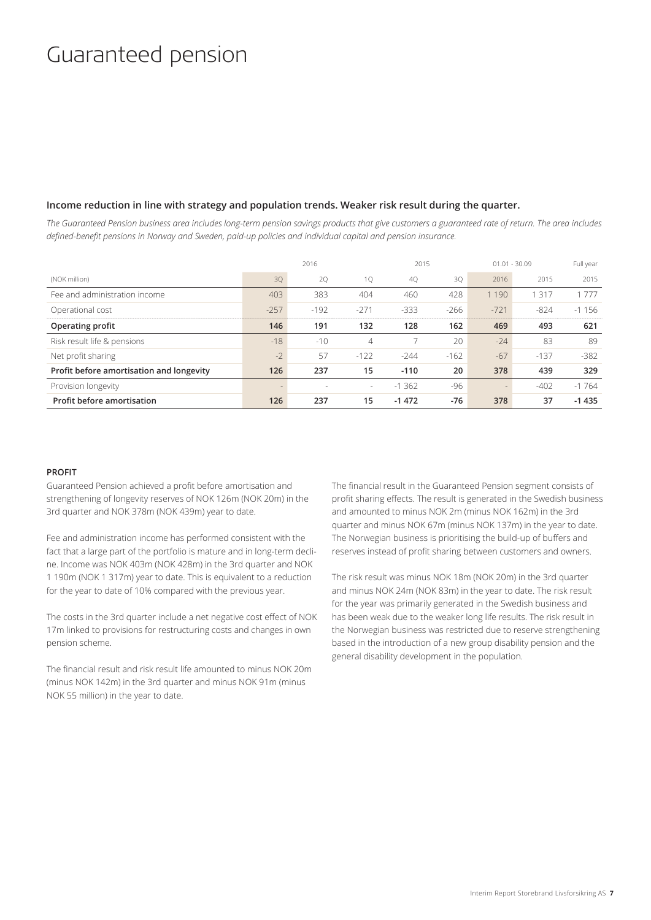# Guaranteed pension

### Income reduction in line with strategy and population trends. Weaker risk result during the quarter.

*The Guaranteed Pension business area includes long-term pension savings products that give customers a guaranteed rate of return. The area includes defined-benefit pensions in Norway and Sweden, paid-up policies and individual capital and pension insurance.*

| | 2016 | | | 2015 | | 01.01 - 30.09 | | Full year |
|---|---|---|---|---|---|---|---|---|
| (NOK million) | 3Q | 2Q | 1Q | 4Q | 3Q | 2016 | 2015 | 2015 |
| Fee and administration income | 403 | 383 | 404 | 460 | 428 | 1 190 | 1 317 | 1 777 |
| Operational cost | -257 | -192 | -271 | -333 | -266 | -721 | -824 | -1 156 |
| **Operating profit** | **146** | **191** | **132** | **128** | **162** | **469** | **493** | **621** |
| Risk result life & pensions | -18 | -10 | 4 | 7 | 20 | -24 | 83 | 89 |
| Net profit sharing | -2 | 57 | -122 | -244 | -162 | -67 | -137 | -382 |
| **Profit before amortisation and longevity** | **126** | **237** | **15** | **-110** | **20** | **378** | **439** | **329** |
| Provision longevity | - | - | - | -1 362 | -96 | - | -402 | -1 764 |
| **Profit before amortisation** | **126** | **237** | **15** | **-1 472** | **-76** | **378** | **37** | **-1 435** |

**PROFIT**

Guaranteed Pension achieved a profit before amortisation and strengthening of longevity reserves of NOK 126m (NOK 20m) in the 3rd quarter and NOK 378m (NOK 439m) year to date.

Fee and administration income has performed consistent with the fact that a large part of the portfolio is mature and in long-term decline. Income was NOK 403m (NOK 428m) in the 3rd quarter and NOK 1 190m (NOK 1 317m) year to date. This is equivalent to a reduction for the year to date of 10% compared with the previous year.

The costs in the 3rd quarter include a net negative cost effect of NOK 17m linked to provisions for restructuring costs and changes in own pension scheme.

The financial result and risk result life amounted to minus NOK 20m (minus NOK 142m) in the 3rd quarter and minus NOK 91m (minus NOK 55 million) in the year to date.

The financial result in the Guaranteed Pension segment consists of profit sharing effects. The result is generated in the Swedish business and amounted to minus NOK 2m (minus NOK 162m) in the 3rd quarter and minus NOK 67m (minus NOK 137m) in the year to date. The Norwegian business is prioritising the build-up of buffers and reserves instead of profit sharing between customers and owners.

The risk result was minus NOK 18m (NOK 20m) in the 3rd quarter and minus NOK 24m (NOK 83m) in the year to date. The risk result for the year was primarily generated in the Swedish business and has been weak due to the weaker long life results. The risk result in the Norwegian business was restricted due to reserve strengthening based in the introduction of a new group disability pension and the general disability development in the population.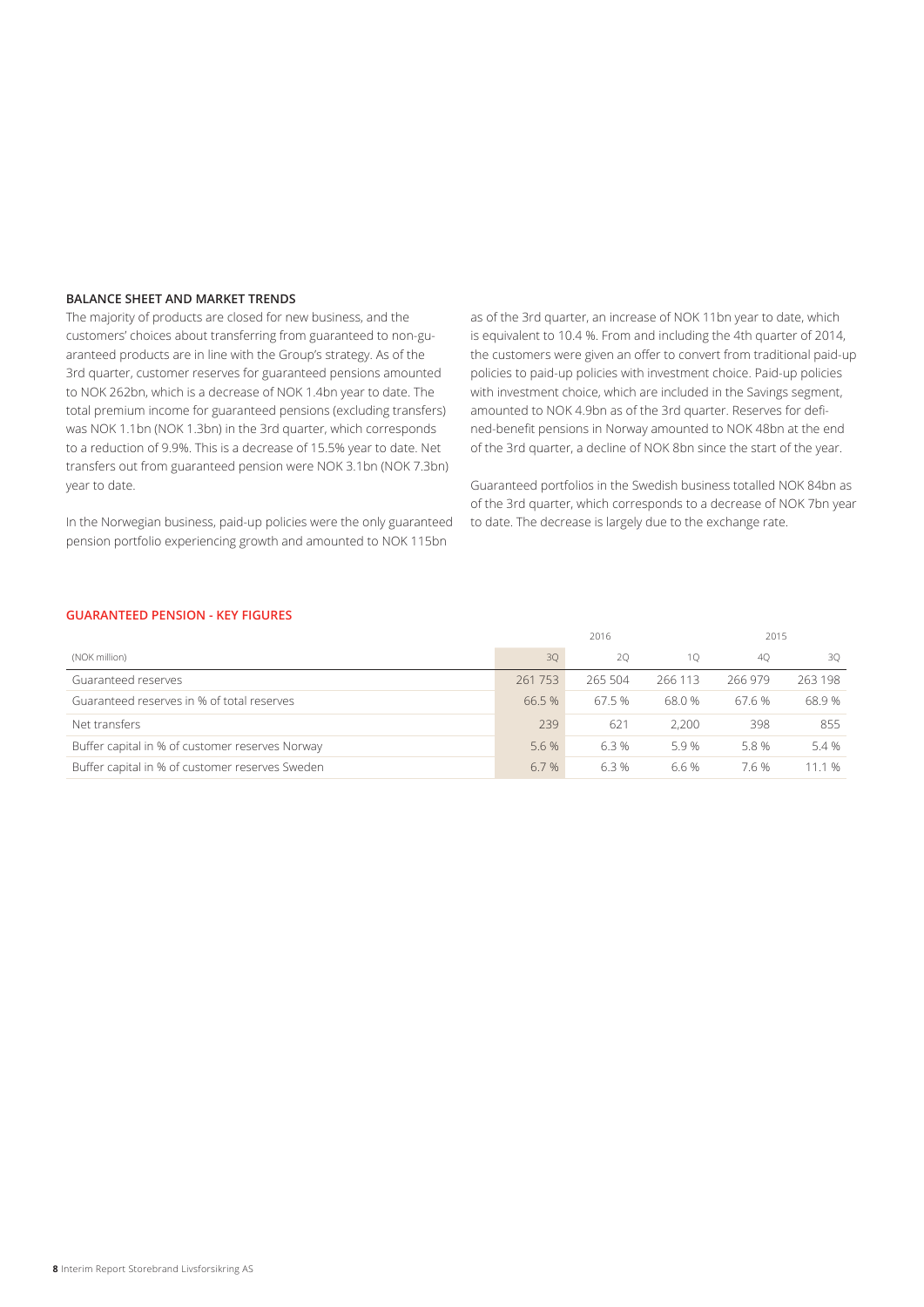## BALANCE SHEET AND MARKET TRENDS

The majority of products are closed for new business, and the customers' choices about transferring from guaranteed to non-guaranteed products are in line with the Group's strategy. As of the 3rd quarter, customer reserves for guaranteed pensions amounted to NOK 262bn, which is a decrease of NOK 1.4bn year to date. The total premium income for guaranteed pensions (excluding transfers) was NOK 1.1bn (NOK 1.3bn) in the 3rd quarter, which corresponds to a reduction of 9.9%. This is a decrease of 15.5% year to date. Net transfers out from guaranteed pension were NOK 3.1bn (NOK 7.3bn) year to date.

In the Norwegian business, paid-up policies were the only guaranteed pension portfolio experiencing growth and amounted to NOK 115bn as of the 3rd quarter, an increase of NOK 11bn year to date, which is equivalent to 10.4 %. From and including the 4th quarter of 2014, the customers were given an offer to convert from traditional paid-up policies to paid-up policies with investment choice. Paid-up policies with investment choice, which are included in the Savings segment, amounted to NOK 4.9bn as of the 3rd quarter. Reserves for defined-benefit pensions in Norway amounted to NOK 48bn at the end of the 3rd quarter, a decline of NOK 8bn since the start of the year.

Guaranteed portfolios in the Swedish business totalled NOK 84bn as of the 3rd quarter, which corresponds to a decrease of NOK 7bn year to date. The decrease is largely due to the exchange rate.

### GUARANTEED PENSION - KEY FIGURES

| | 2016 | | | 2015 | |
|---|---|---|---|---|---|
| (NOK million) | 3Q | 2Q | 1Q | 4Q | 3Q |
| Guaranteed reserves | 261 753 | 265 504 | 266 113 | 266 979 | 263 198 |
| Guaranteed reserves in % of total reserves | 66.5 % | 67.5 % | 68.0 % | 67.6 % | 68.9 % |
| Net transfers | 239 | 621 | 2,200 | 398 | 855 |
| Buffer capital in % of customer reserves Norway | 5.6 % | 6.3 % | 5.9 % | 5.8 % | 5.4 % |
| Buffer capital in % of customer reserves Sweden | 6.7 % | 6.3 % | 6.6 % | 7.6 % | 11.1 % |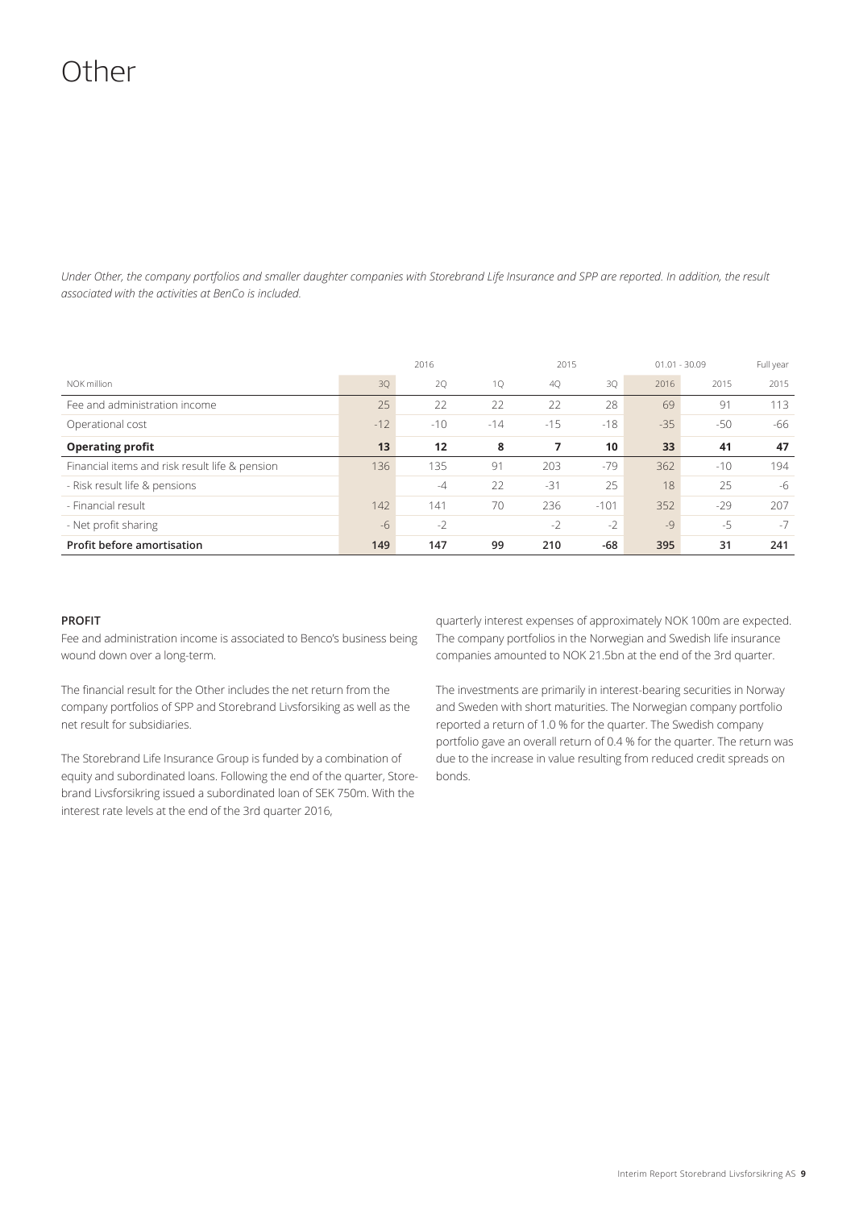# Other

*Under Other, the company portfolios and smaller daughter companies with Storebrand Life Insurance and SPP are reported. In addition, the result associated with the activities at BenCo is included.*

| | 2016 | | | 2015 | | 01.01 - 30.09 | | Full year |
|---|---|---|---|---|---|---|---|---|
| NOK million | 3Q | 2Q | 1Q | 4Q | 3Q | 2016 | 2015 | 2015 |
| Fee and administration income | 25 | 22 | 22 | 22 | 28 | 69 | 91 | 113 |
| Operational cost | -12 | -10 | -14 | -15 | -18 | -35 | -50 | -66 |
| **Operating profit** | **13** | **12** | **8** | **7** | **10** | **33** | **41** | **47** |
| Financial items and risk result life & pension | 136 | 135 | 91 | 203 | -79 | 362 | -10 | 194 |
| - Risk result life & pensions | | -4 | 22 | -31 | 25 | 18 | 25 | -6 |
| - Financial result | 142 | 141 | 70 | 236 | -101 | 352 | -29 | 207 |
| - Net profit sharing | -6 | -2 | | -2 | -2 | -9 | -5 | -7 |
| **Profit before amortisation** | **149** | **147** | **99** | **210** | **-68** | **395** | **31** | **241** |

**PROFIT**

Fee and administration income is associated to Benco's business being wound down over a long-term.

The financial result for the Other includes the net return from the company portfolios of SPP and Storebrand Livsforsiking as well as the net result for subsidiaries.

The Storebrand Life Insurance Group is funded by a combination of equity and subordinated loans. Following the end of the quarter, Storebrand Livsforsikring issued a subordinated loan of SEK 750m. With the interest rate levels at the end of the 3rd quarter 2016, quarterly interest expenses of approximately NOK 100m are expected. The company portfolios in the Norwegian and Swedish life insurance companies amounted to NOK 21.5bn at the end of the 3rd quarter.

The investments are primarily in interest-bearing securities in Norway and Sweden with short maturities. The Norwegian company portfolio reported a return of 1.0 % for the quarter. The Swedish company portfolio gave an overall return of 0.4 % for the quarter. The return was due to the increase in value resulting from reduced credit spreads on bonds.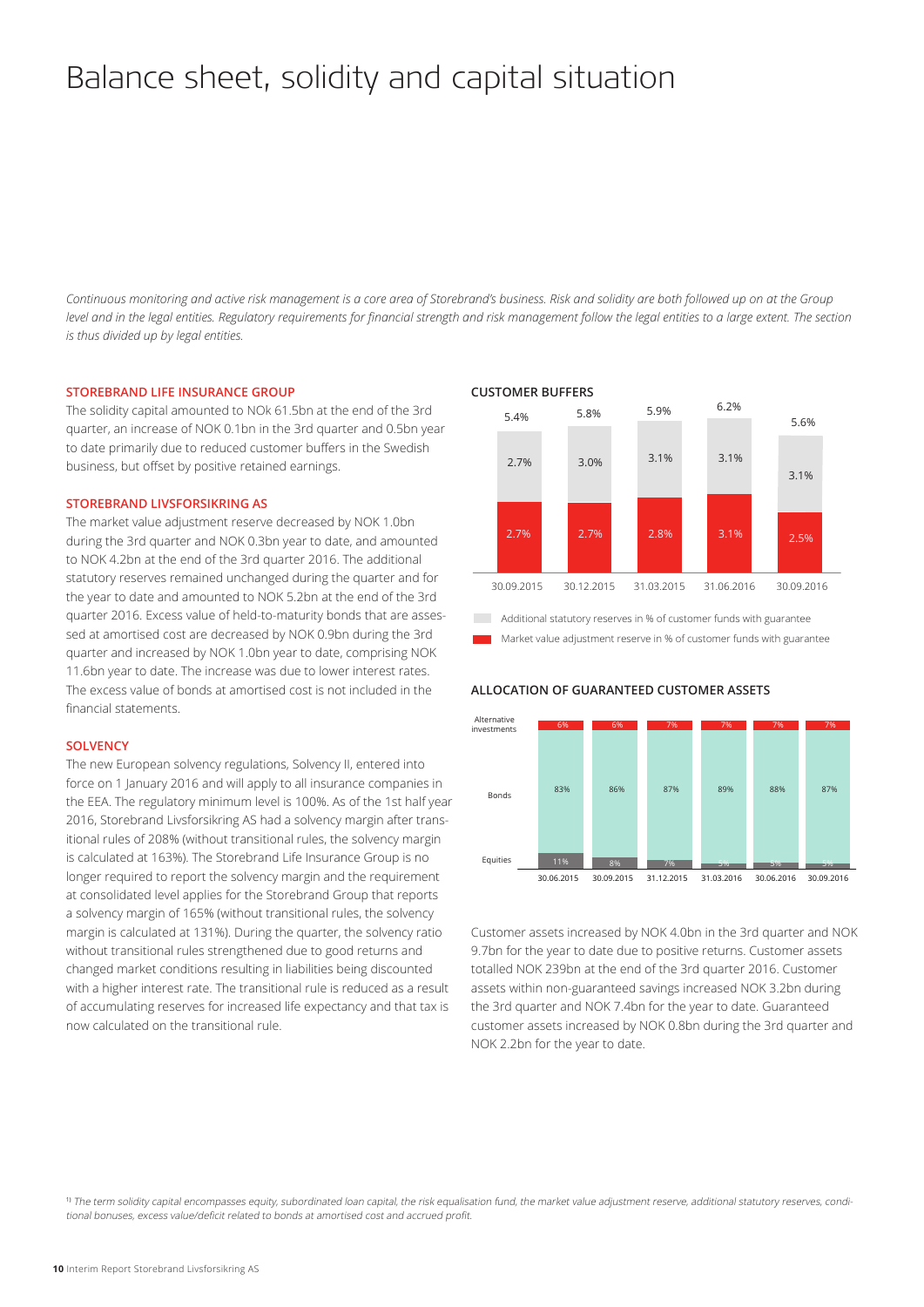# Balance sheet, solidity and capital situation

*Continuous monitoring and active risk management is a core area of Storebrand's business. Risk and solidity are both followed up on at the Group level and in the legal entities. Regulatory requirements for financial strength and risk management follow the legal entities to a large extent. The section is thus divided up by legal entities.*

## STOREBRAND LIFE INSURANCE GROUP

The solidity capital amounted to NOk 61.5bn at the end of the 3rd quarter, an increase of NOK 0.1bn in the 3rd quarter and 0.5bn year to date primarily due to reduced customer buffers in the Swedish business, but offset by positive retained earnings.

## STOREBRAND LIVSFORSIKRING AS

The market value adjustment reserve decreased by NOK 1.0bn during the 3rd quarter and NOK 0.3bn year to date, and amounted to NOK 4.2bn at the end of the 3rd quarter 2016. The additional statutory reserves remained unchanged during the quarter and for the year to date and amounted to NOK 5.2bn at the end of the 3rd quarter 2016. Excess value of held-to-maturity bonds that are assessed at amortised cost are decreased by NOK 0.9bn during the 3rd quarter and increased by NOK 1.0bn year to date, comprising NOK 11.6bn year to date. The increase was due to lower interest rates. The excess value of bonds at amortised cost is not included in the financial statements.

## SOLVENCY

The new European solvency regulations, Solvency II, entered into force on 1 January 2016 and will apply to all insurance companies in the EEA. The regulatory minimum level is 100%. As of the 1st half year 2016, Storebrand Livsforsikring AS had a solvency margin after transitional rules of 208% (without transitional rules, the solvency margin is calculated at 163%). The Storebrand Life Insurance Group is no longer required to report the solvency margin and the requirement at consolidated level applies for the Storebrand Group that reports a solvency margin of 165% (without transitional rules, the solvency margin is calculated at 131%). During the quarter, the solvency ratio without transitional rules strengthened due to good returns and changed market conditions resulting in liabilities being discounted with a higher interest rate. The transitional rule is reduced as a result of accumulating reserves for increased life expectancy and that tax is now calculated on the transitional rule.

### CUSTOMER BUFFERS

| | 30.09.2015 | 30.12.2015 | 31.03.2015 | 31.06.2016 | 30.09.2016 |
|---|---|---|---|---|---|
| Additional statutory reserves in % of customer funds with guarantee | 2.7% | 3.0% | 3.1% | 3.1% | 3.1% |
| Market value adjustment reserve in % of customer funds with guarantee | 2.7% | 2.7% | 2.8% | 3.1% | 2.5% |
| Total | 5.4% | 5.8% | 5.9% | 6.2% | 5.6% |

### ALLOCATION OF GUARANTEED CUSTOMER ASSETS

| | 30.06.2015 | 30.09.2015 | 31.12.2015 | 31.03.2016 | 30.06.2016 | 30.09.2016 |
|---|---|---|---|---|---|---|
| Alternative investments | 6% | 6% | 7% | 7% | 7% | 7% |
| Bonds | 83% | 86% | 87% | 89% | 88% | 87% |
| Equities | 11% | 8% | 7% | 5% | 5% | 5% |

Customer assets increased by NOK 4.0bn in the 3rd quarter and NOK 9.7bn for the year to date due to positive returns. Customer assets totalled NOK 239bn at the end of the 3rd quarter 2016. Customer assets within non-guaranteed savings increased NOK 3.2bn during the 3rd quarter and NOK 7.4bn for the year to date. Guaranteed customer assets increased by NOK 0.8bn during the 3rd quarter and NOK 2.2bn for the year to date.

[1] *The term solidity capital encompasses equity, subordinated loan capital, the risk equalisation fund, the market value adjustment reserve, additional statutory reserves, conditional bonuses, excess value/deficit related to bonds at amortised cost and accrued profit.*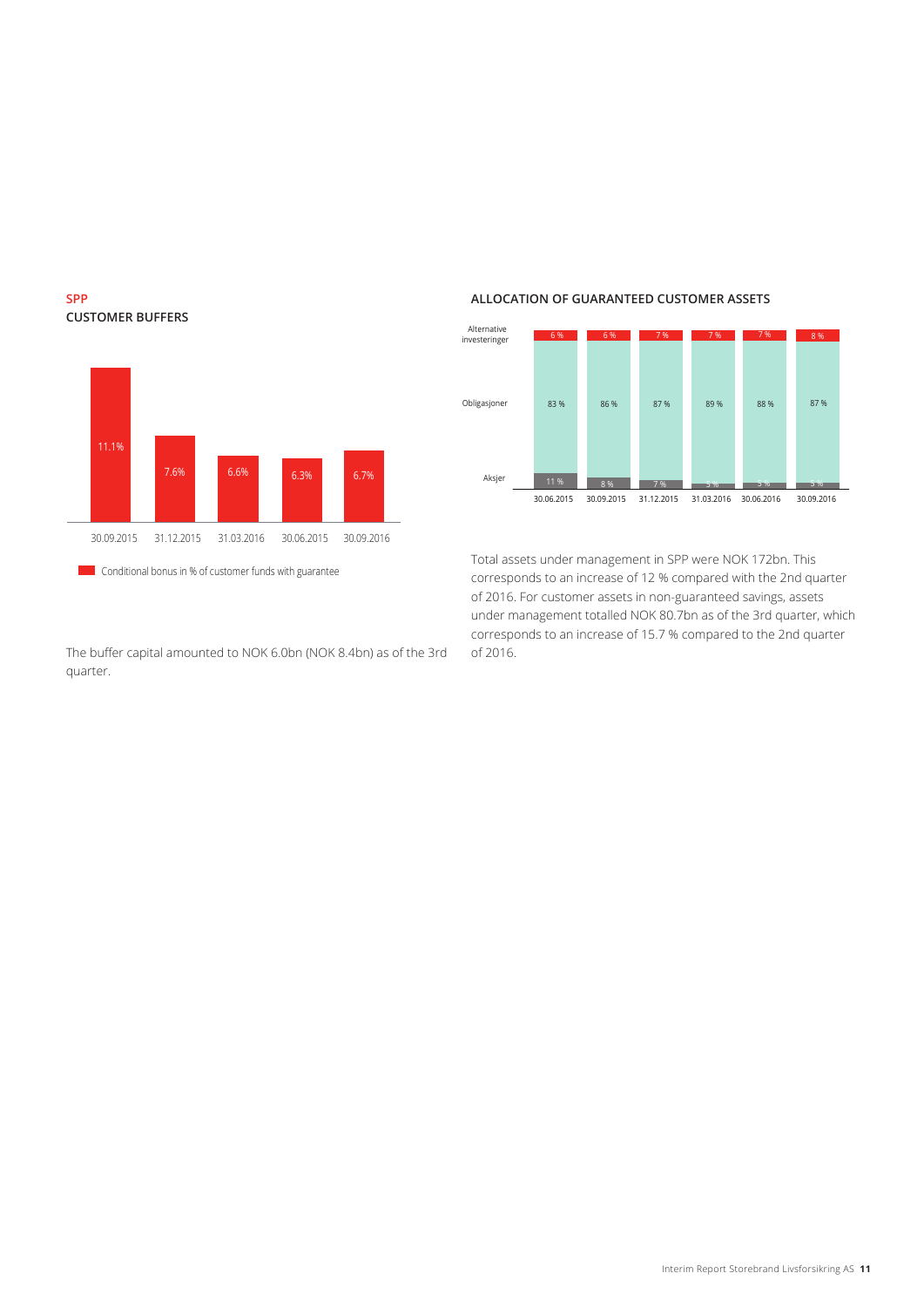## SPP

### CUSTOMER BUFFERS

| | 30.09.2015 | 31.12.2015 | 31.03.2016 | 30.06.2015 | 30.09.2016 |
|---|---|---|---|---|---|
| Conditional bonus in % of customer funds with guarantee | 11.1% | 7.6% | 6.6% | 6.3% | 6.7% |

The buffer capital amounted to NOK 6.0bn (NOK 8.4bn) as of the 3rd quarter.

### ALLOCATION OF GUARANTEED CUSTOMER ASSETS

| | 30.06.2015 | 30.09.2015 | 31.12.2015 | 31.03.2016 | 30.06.2016 | 30.09.2016 |
|---|---|---|---|---|---|---|
| Alternative investeringer | 6 % | 6 % | 7 % | 7 % | 7 % | 8 % |
| Obligasjoner | 83 % | 86 % | 87 % | 89 % | 88 % | 87 % |
| Aksjer | 11 % | 8 % | 7 % | 5 % | 5 % | 5 % |

Total assets under management in SPP were NOK 172bn. This corresponds to an increase of 12 % compared with the 2nd quarter of 2016. For customer assets in non-guaranteed savings, assets under management totalled NOK 80.7bn as of the 3rd quarter, which corresponds to an increase of 15.7 % compared to the 2nd quarter of 2016.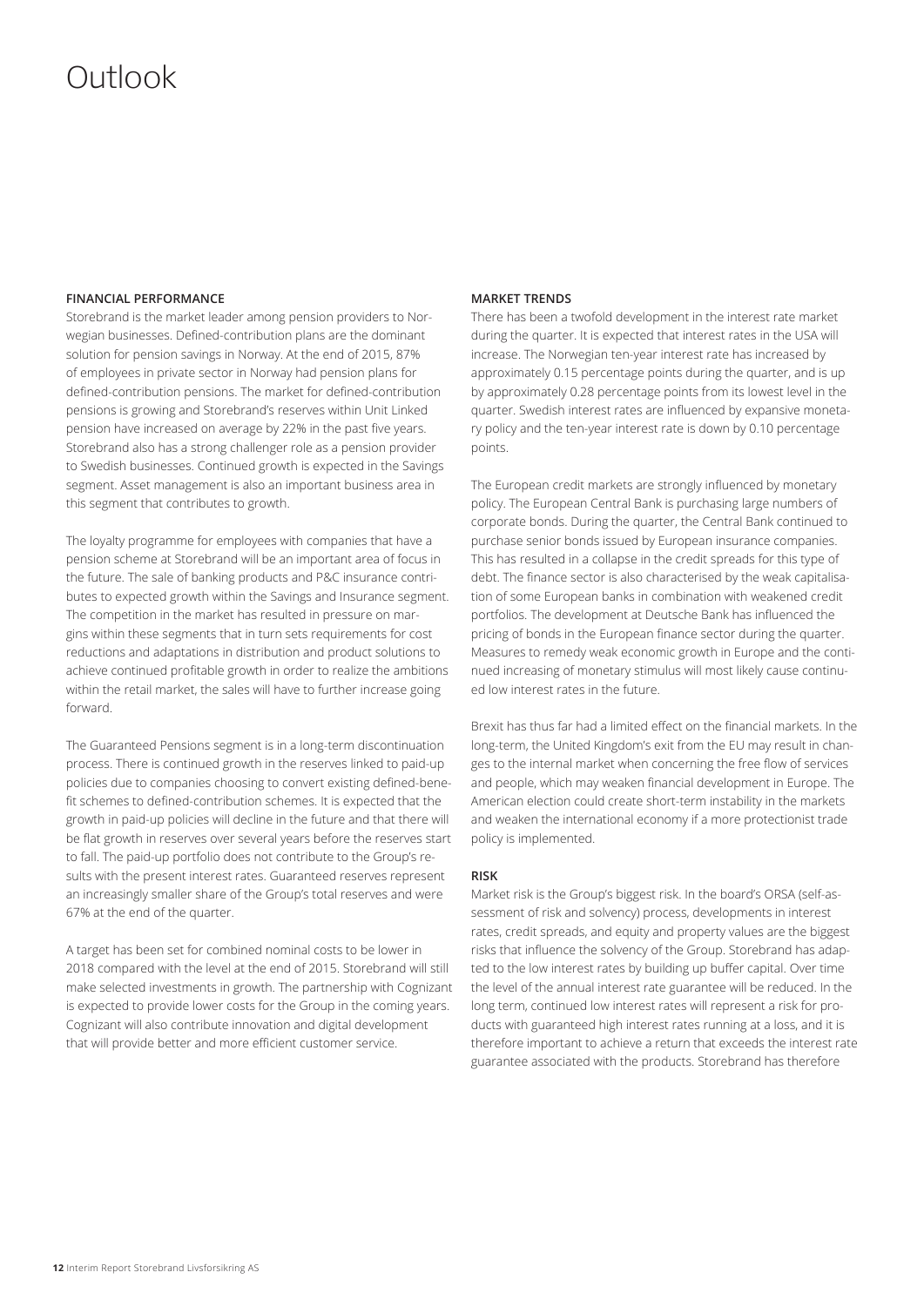# Outlook

### FINANCIAL PERFORMANCE

Storebrand is the market leader among pension providers to Norwegian businesses. Defined-contribution plans are the dominant solution for pension savings in Norway. At the end of 2015, 87% of employees in private sector in Norway had pension plans for defined-contribution pensions. The market for defined-contribution pensions is growing and Storebrand's reserves within Unit Linked pension have increased on average by 22% in the past five years. Storebrand also has a strong challenger role as a pension provider to Swedish businesses. Continued growth is expected in the Savings segment. Asset management is also an important business area in this segment that contributes to growth.

The loyalty programme for employees with companies that have a pension scheme at Storebrand will be an important area of focus in the future. The sale of banking products and P&C insurance contributes to expected growth within the Savings and Insurance segment. The competition in the market has resulted in pressure on margins within these segments that in turn sets requirements for cost reductions and adaptations in distribution and product solutions to achieve continued profitable growth in order to realize the ambitions within the retail market, the sales will have to further increase going forward.

The Guaranteed Pensions segment is in a long-term discontinuation process. There is continued growth in the reserves linked to paid-up policies due to companies choosing to convert existing defined-benefit schemes to defined-contribution schemes. It is expected that the growth in paid-up policies will decline in the future and that there will be flat growth in reserves over several years before the reserves start to fall. The paid-up portfolio does not contribute to the Group's results with the present interest rates. Guaranteed reserves represent an increasingly smaller share of the Group's total reserves and were 67% at the end of the quarter.

A target has been set for combined nominal costs to be lower in 2018 compared with the level at the end of 2015. Storebrand will still make selected investments in growth. The partnership with Cognizant is expected to provide lower costs for the Group in the coming years. Cognizant will also contribute innovation and digital development that will provide better and more efficient customer service.

### MARKET TRENDS

There has been a twofold development in the interest rate market during the quarter. It is expected that interest rates in the USA will increase. The Norwegian ten-year interest rate has increased by approximately 0.15 percentage points during the quarter, and is up by approximately 0.28 percentage points from its lowest level in the quarter. Swedish interest rates are influenced by expansive monetary policy and the ten-year interest rate is down by 0.10 percentage points.

The European credit markets are strongly influenced by monetary policy. The European Central Bank is purchasing large numbers of corporate bonds. During the quarter, the Central Bank continued to purchase senior bonds issued by European insurance companies. This has resulted in a collapse in the credit spreads for this type of debt. The finance sector is also characterised by the weak capitalisation of some European banks in combination with weakened credit portfolios. The development at Deutsche Bank has influenced the pricing of bonds in the European finance sector during the quarter. Measures to remedy weak economic growth in Europe and the continued increasing of monetary stimulus will most likely cause continued low interest rates in the future.

Brexit has thus far had a limited effect on the financial markets. In the long-term, the United Kingdom's exit from the EU may result in changes to the internal market when concerning the free flow of services and people, which may weaken financial development in Europe. The American election could create short-term instability in the markets and weaken the international economy if a more protectionist trade policy is implemented.

### RISK

Market risk is the Group's biggest risk. In the board's ORSA (self-assessment of risk and solvency) process, developments in interest rates, credit spreads, and equity and property values are the biggest risks that influence the solvency of the Group. Storebrand has adapted to the low interest rates by building up buffer capital. Over time the level of the annual interest rate guarantee will be reduced. In the long term, continued low interest rates will represent a risk for products with guaranteed high interest rates running at a loss, and it is therefore important to achieve a return that exceeds the interest rate guarantee associated with the products. Storebrand has therefore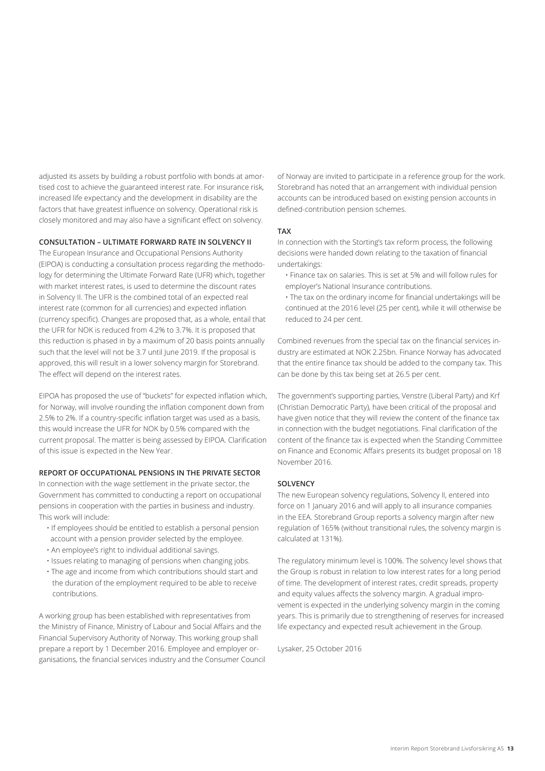adjusted its assets by building a robust portfolio with bonds at amortised cost to achieve the guaranteed interest rate. For insurance risk, increased life expectancy and the development in disability are the factors that have greatest influence on solvency. Operational risk is closely monitored and may also have a significant effect on solvency.

**CONSULTATION – ULTIMATE FORWARD RATE IN SOLVENCY II**

The European Insurance and Occupational Pensions Authority (EIPOA) is conducting a consultation process regarding the methodology for determining the Ultimate Forward Rate (UFR) which, together with market interest rates, is used to determine the discount rates in Solvency II. The UFR is the combined total of an expected real interest rate (common for all currencies) and expected inflation (currency specific). Changes are proposed that, as a whole, entail that the UFR for NOK is reduced from 4.2% to 3.7%. It is proposed that this reduction is phased in by a maximum of 20 basis points annually such that the level will not be 3.7 until June 2019. If the proposal is approved, this will result in a lower solvency margin for Storebrand. The effect will depend on the interest rates.

EIPOA has proposed the use of "buckets" for expected inflation which, for Norway, will involve rounding the inflation component down from 2.5% to 2%. If a country-specific inflation target was used as a basis, this would increase the UFR for NOK by 0.5% compared with the current proposal. The matter is being assessed by EIPOA. Clarification of this issue is expected in the New Year.

**REPORT OF OCCUPATIONAL PENSIONS IN THE PRIVATE SECTOR**

In connection with the wage settlement in the private sector, the Government has committed to conducting a report on occupational pensions in cooperation with the parties in business and industry. This work will include:

- If employees should be entitled to establish a personal pension account with a pension provider selected by the employee.
- An employee's right to individual additional savings.
- Issues relating to managing of pensions when changing jobs.
- The age and income from which contributions should start and the duration of the employment required to be able to receive contributions.

A working group has been established with representatives from the Ministry of Finance, Ministry of Labour and Social Affairs and the Financial Supervisory Authority of Norway. This working group shall prepare a report by 1 December 2016. Employee and employer organisations, the financial services industry and the Consumer Council of Norway are invited to participate in a reference group for the work. Storebrand has noted that an arrangement with individual pension accounts can be introduced based on existing pension accounts in defined-contribution pension schemes.

**TAX**

In connection with the Storting's tax reform process, the following decisions were handed down relating to the taxation of financial undertakings:

- Finance tax on salaries. This is set at 5% and will follow rules for employer's National Insurance contributions.
- The tax on the ordinary income for financial undertakings will be continued at the 2016 level (25 per cent), while it will otherwise be reduced to 24 per cent.

Combined revenues from the special tax on the financial services industry are estimated at NOK 2.25bn. Finance Norway has advocated that the entire finance tax should be added to the company tax. This can be done by this tax being set at 26.5 per cent.

The government's supporting parties, Venstre (Liberal Party) and Krf (Christian Democratic Party), have been critical of the proposal and have given notice that they will review the content of the finance tax in connection with the budget negotiations. Final clarification of the content of the finance tax is expected when the Standing Committee on Finance and Economic Affairs presents its budget proposal on 18 November 2016.

**SOLVENCY**

The new European solvency regulations, Solvency II, entered into force on 1 January 2016 and will apply to all insurance companies in the EEA. Storebrand Group reports a solvency margin after new regulation of 165% (without transitional rules, the solvency margin is calculated at 131%).

The regulatory minimum level is 100%. The solvency level shows that the Group is robust in relation to low interest rates for a long period of time. The development of interest rates, credit spreads, property and equity values affects the solvency margin. A gradual improvement is expected in the underlying solvency margin in the coming years. This is primarily due to strengthening of reserves for increased life expectancy and expected result achievement in the Group.

Lysaker, 25 October 2016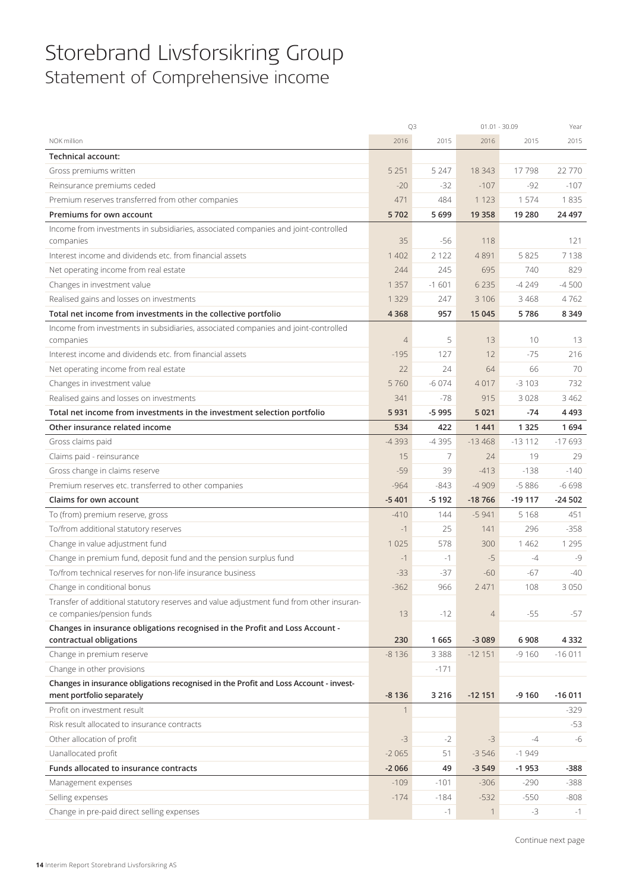# Storebrand Livsforsikring Group

## Statement of Comprehensive income

| NOK million | Q3 2016 | Q3 2015 | 01.01 - 30.09 2016 | 01.01 - 30.09 2015 | Year 2015 |
|---|---|---|---|---|---|
| **Technical account:** | | | | | |
| Gross premiums written | 5 251 | 5 247 | 18 343 | 17 798 | 22 770 |
| Reinsurance premiums ceded | -20 | -32 | -107 | -92 | -107 |
| Premium reserves transferred from other companies | 471 | 484 | 1 123 | 1 574 | 1 835 |
| **Premiums for own account** | **5 702** | **5 699** | **19 358** | **19 280** | **24 497** |
| Income from investments in subsidiaries, associated companies and joint-controlled companies | 35 | -56 | 118 | | 121 |
| Interest income and dividends etc. from financial assets | 1 402 | 2 122 | 4 891 | 5 825 | 7 138 |
| Net operating income from real estate | 244 | 245 | 695 | 740 | 829 |
| Changes in investment value | 1 357 | -1 601 | 6 235 | -4 249 | -4 500 |
| Realised gains and losses on investments | 1 329 | 247 | 3 106 | 3 468 | 4 762 |
| **Total net income from investments in the collective portfolio** | **4 368** | **957** | **15 045** | **5 786** | **8 349** |
| Income from investments in subsidiaries, associated companies and joint-controlled companies | 4 | 5 | 13 | 10 | 13 |
| Interest income and dividends etc. from financial assets | -195 | 127 | 12 | -75 | 216 |
| Net operating income from real estate | 22 | 24 | 64 | 66 | 70 |
| Changes in investment value | 5 760 | -6 074 | 4 017 | -3 103 | 732 |
| Realised gains and losses on investments | 341 | -78 | 915 | 3 028 | 3 462 |
| **Total net income from investments in the investment selection portfolio** | **5 931** | **-5 995** | **5 021** | **-74** | **4 493** |
| **Other insurance related income** | **534** | **422** | **1 441** | **1 325** | **1 694** |
| Gross claims paid | -4 393 | -4 395 | -13 468 | -13 112 | -17 693 |
| Claims paid - reinsurance | 15 | 7 | 24 | 19 | 29 |
| Gross change in claims reserve | -59 | 39 | -413 | -138 | -140 |
| Premium reserves etc. transferred to other companies | -964 | -843 | -4 909 | -5 886 | -6 698 |
| **Claims for own account** | **-5 401** | **-5 192** | **-18 766** | **-19 117** | **-24 502** |
| To (from) premium reserve, gross | -410 | 144 | -5 941 | 5 168 | 451 |
| To/from additional statutory reserves | -1 | 25 | 141 | 296 | -358 |
| Change in value adjustment fund | 1 025 | 578 | 300 | 1 462 | 1 295 |
| Change in premium fund, deposit fund and the pension surplus fund | -1 | -1 | -5 | -4 | -9 |
| To/from technical reserves for non-life insurance business | -33 | -37 | -60 | -67 | -40 |
| Change in conditional bonus | -362 | 966 | 2 471 | 108 | 3 050 |
| Transfer of additional statutory reserves and value adjustment fund from other insurance companies/pension funds | 13 | -12 | 4 | -55 | -57 |
| **Changes in insurance obligations recognised in the Profit and Loss Account - contractual obligations** | **230** | **1 665** | **-3 089** | **6 908** | **4 332** |
| Change in premium reserve | -8 136 | 3 388 | -12 151 | -9 160 | -16 011 |
| Change in other provisions | | -171 | | | |
| **Changes in insurance obligations recognised in the Profit and Loss Account - investment portfolio separately** | **-8 136** | **3 216** | **-12 151** | **-9 160** | **-16 011** |
| Profit on investment result | 1 | | | | -329 |
| Risk result allocated to insurance contracts | | | | | -53 |
| Other allocation of profit | -3 | -2 | -3 | -4 | -6 |
| Uanallocated profit | -2 065 | 51 | -3 546 | -1 949 | |
| **Funds allocated to insurance contracts** | **-2 066** | **49** | **-3 549** | **-1 953** | **-388** |
| Management expenses | -109 | -101 | -306 | -290 | -388 |
| Selling expenses | -174 | -184 | -532 | -550 | -808 |
| Change in pre-paid direct selling expenses | | -1 | 1 | -3 | -1 |

Continue next page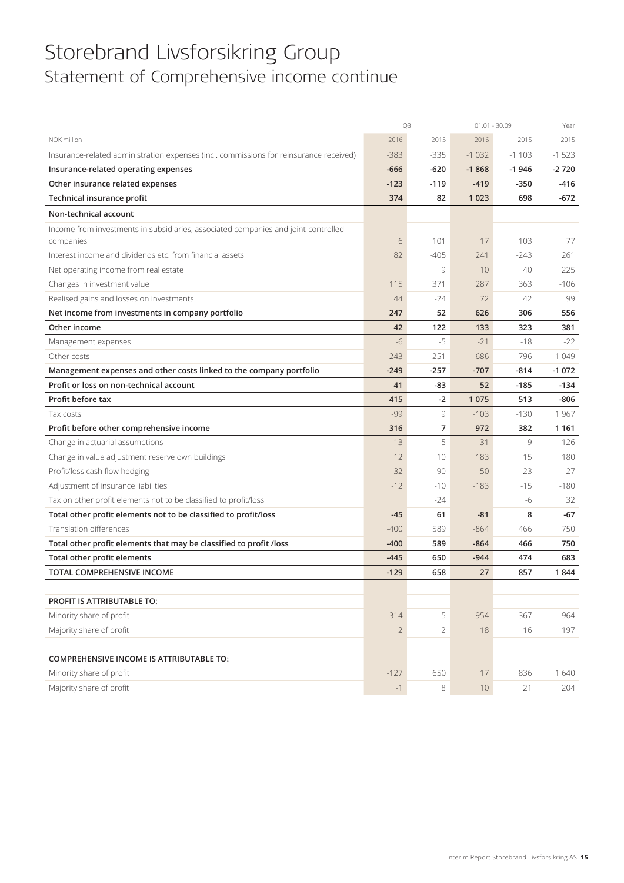# Storebrand Livsforsikring Group
## Statement of Comprehensive income continue

| NOK million | Q3 2016 | Q3 2015 | 01.01 - 30.09 2016 | 01.01 - 30.09 2015 | Year 2015 |
|---|---|---|---|---|---|
| Insurance-related administration expenses (incl. commissions for reinsurance received) | -383 | -335 | -1 032 | -1 103 | -1 523 |
| **Insurance-related operating expenses** | **-666** | **-620** | **-1 868** | **-1 946** | **-2 720** |
| **Other insurance related expenses** | **-123** | **-119** | **-419** | **-350** | **-416** |
| **Technical insurance profit** | **374** | **82** | **1 023** | **698** | **-672** |
| **Non-technical account** | | | | | |
| Income from investments in subsidiaries, associated companies and joint-controlled companies | 6 | 101 | 17 | 103 | 77 |
| Interest income and dividends etc. from financial assets | 82 | -405 | 241 | -243 | 261 |
| Net operating income from real estate | | 9 | 10 | 40 | 225 |
| Changes in investment value | 115 | 371 | 287 | 363 | -106 |
| Realised gains and losses on investments | 44 | -24 | 72 | 42 | 99 |
| **Net income from investments in company portfolio** | **247** | **52** | **626** | **306** | **556** |
| **Other income** | **42** | **122** | **133** | **323** | **381** |
| Management expenses | -6 | -5 | -21 | -18 | -22 |
| Other costs | -243 | -251 | -686 | -796 | -1 049 |
| **Management expenses and other costs linked to the company portfolio** | **-249** | **-257** | **-707** | **-814** | **-1 072** |
| **Profit or loss on non-technical account** | **41** | **-83** | **52** | **-185** | **-134** |
| **Profit before tax** | **415** | **-2** | **1 075** | **513** | **-806** |
| Tax costs | -99 | 9 | -103 | -130 | 1 967 |
| **Profit before other comprehensive income** | **316** | **7** | **972** | **382** | **1 161** |
| Change in actuarial assumptions | -13 | -5 | -31 | -9 | -126 |
| Change in value adjustment reserve own buildings | 12 | 10 | 183 | 15 | 180 |
| Profit/loss cash flow hedging | -32 | 90 | -50 | 23 | 27 |
| Adjustment of insurance liabilities | -12 | -10 | -183 | -15 | -180 |
| Tax on other profit elements not to be classified to profit/loss | | -24 | | -6 | 32 |
| **Total other profit elements not to be classified to profit/loss** | **-45** | **61** | **-81** | **8** | **-67** |
| Translation differences | -400 | 589 | -864 | 466 | 750 |
| **Total other profit elements that may be classified to profit /loss** | **-400** | **589** | **-864** | **466** | **750** |
| **Total other profit elements** | **-445** | **650** | **-944** | **474** | **683** |
| **TOTAL COMPREHENSIVE INCOME** | **-129** | **658** | **27** | **857** | **1 844** |
| | | | | | |
| **PROFIT IS ATTRIBUTABLE TO:** | | | | | |
| Minority share of profit | 314 | 5 | 954 | 367 | 964 |
| Majority share of profit | 2 | 2 | 18 | 16 | 197 |
| | | | | | |
| **COMPREHENSIVE INCOME IS ATTRIBUTABLE TO:** | | | | | |
| Minority share of profit | -127 | 650 | 17 | 836 | 1 640 |
| Majority share of profit | -1 | 8 | 10 | 21 | 204 |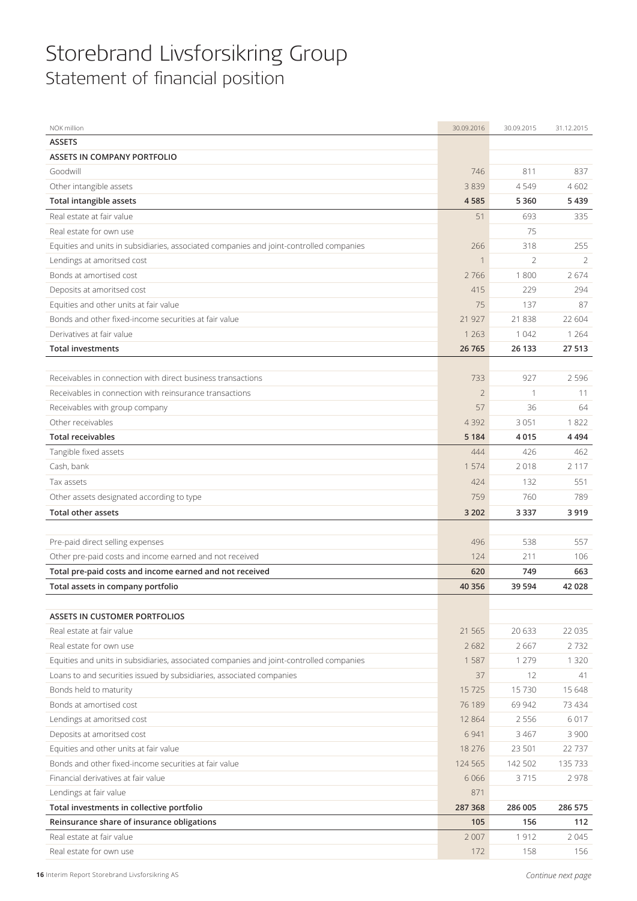# Storebrand Livsforsikring Group

## Statement of financial position

| NOK million | 30.09.2016 | 30.09.2015 | 31.12.2015 |
|---|---|---|---|
| **ASSETS** | | | |
| **ASSETS IN COMPANY PORTFOLIO** | | | |
| Goodwill | 746 | 811 | 837 |
| Other intangible assets | 3 839 | 4 549 | 4 602 |
| **Total intangible assets** | **4 585** | **5 360** | **5 439** |
| Real estate at fair value | 51 | 693 | 335 |
| Real estate for own use | | 75 | |
| Equities and units in subsidiaries, associated companies and joint-controlled companies | 266 | 318 | 255 |
| Lendings at amoritsed cost | 1 | 2 | 2 |
| Bonds at amortised cost | 2 766 | 1 800 | 2 674 |
| Deposits at amoritsed cost | 415 | 229 | 294 |
| Equities and other units at fair value | 75 | 137 | 87 |
| Bonds and other fixed-income securities at fair value | 21 927 | 21 838 | 22 604 |
| Derivatives at fair value | 1 263 | 1 042 | 1 264 |
| **Total investments** | **26 765** | **26 133** | **27 513** |
| | | | |
| Receivables in connection with direct business transactions | 733 | 927 | 2 596 |
| Receivables in connection with reinsurance transactions | 2 | 1 | 11 |
| Receivables with group company | 57 | 36 | 64 |
| Other receivables | 4 392 | 3 051 | 1 822 |
| **Total receivables** | **5 184** | **4 015** | **4 494** |
| Tangible fixed assets | 444 | 426 | 462 |
| Cash, bank | 1 574 | 2 018 | 2 117 |
| Tax assets | 424 | 132 | 551 |
| Other assets designated according to type | 759 | 760 | 789 |
| **Total other assets** | **3 202** | **3 337** | **3 919** |
| | | | |
| Pre-paid direct selling expenses | 496 | 538 | 557 |
| Other pre-paid costs and income earned and not received | 124 | 211 | 106 |
| **Total pre-paid costs and income earned and not received** | **620** | **749** | **663** |
| **Total assets in company portfolio** | **40 356** | **39 594** | **42 028** |
| | | | |
| **ASSETS IN CUSTOMER PORTFOLIOS** | | | |
| Real estate at fair value | 21 565 | 20 633 | 22 035 |
| Real estate for own use | 2 682 | 2 667 | 2 732 |
| Equities and units in subsidiaries, associated companies and joint-controlled companies | 1 587 | 1 279 | 1 320 |
| Loans to and securities issued by subsidiaries, associated companies | 37 | 12 | 41 |
| Bonds held to maturity | 15 725 | 15 730 | 15 648 |
| Bonds at amortised cost | 76 189 | 69 942 | 73 434 |
| Lendings at amoritsed cost | 12 864 | 2 556 | 6 017 |
| Deposits at amoritsed cost | 6 941 | 3 467 | 3 900 |
| Equities and other units at fair value | 18 276 | 23 501 | 22 737 |
| Bonds and other fixed-income securities at fair value | 124 565 | 142 502 | 135 733 |
| Financial derivatives at fair value | 6 066 | 3 715 | 2 978 |
| Lendings at fair value | 871 | | |
| **Total investments in collective portfolio** | **287 368** | **286 005** | **286 575** |
| **Reinsurance share of insurance obligations** | **105** | **156** | **112** |
| Real estate at fair value | 2 007 | 1 912 | 2 045 |
| Real estate for own use | 172 | 158 | 156 |

*Continue next page*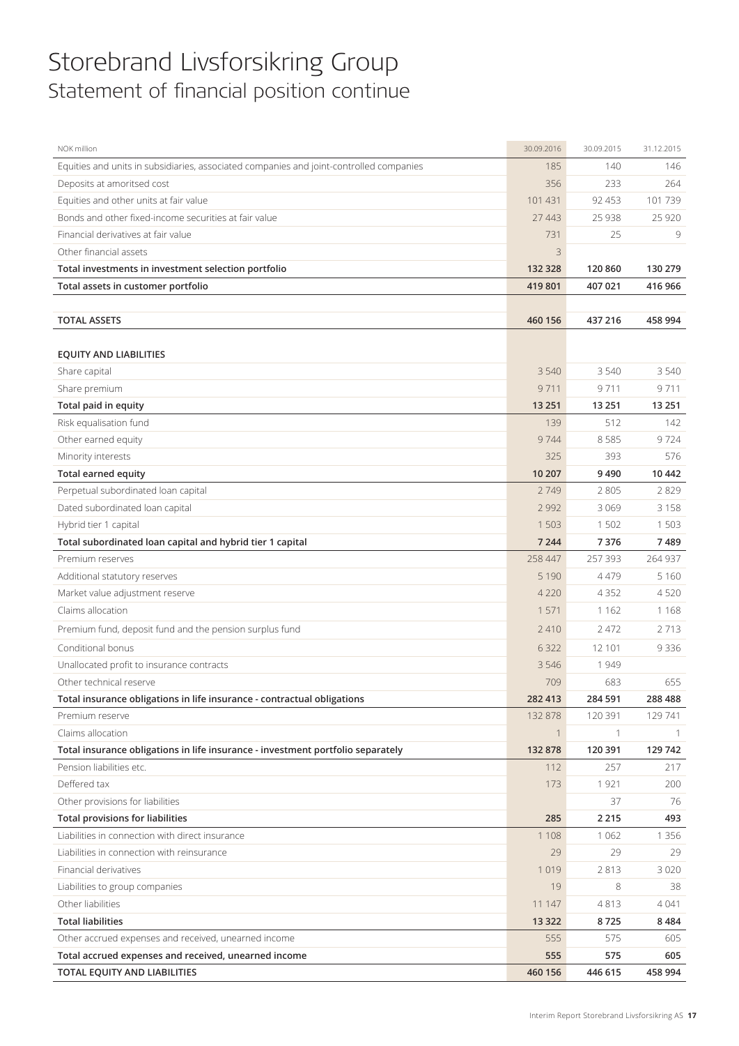# Storebrand Livsforsikring Group
## Statement of financial position continue

| NOK million | 30.09.2016 | 30.09.2015 | 31.12.2015 |
|---|---|---|---|
| Equities and units in subsidiaries, associated companies and joint-controlled companies | 185 | 140 | 146 |
| Deposits at amoritsed cost | 356 | 233 | 264 |
| Equities and other units at fair value | 101 431 | 92 453 | 101 739 |
| Bonds and other fixed-income securities at fair value | 27 443 | 25 938 | 25 920 |
| Financial derivatives at fair value | 731 | 25 | 9 |
| Other financial assets | 3 | | |
| **Total investments in investment selection portfolio** | **132 328** | **120 860** | **130 279** |
| **Total assets in customer portfolio** | **419 801** | **407 021** | **416 966** |
| | | | |
| **TOTAL ASSETS** | **460 156** | **437 216** | **458 994** |
| | | | |
| **EQUITY AND LIABILITIES** | | | |
| Share capital | 3 540 | 3 540 | 3 540 |
| Share premium | 9 711 | 9 711 | 9 711 |
| **Total paid in equity** | **13 251** | **13 251** | **13 251** |
| Risk equalisation fund | 139 | 512 | 142 |
| Other earned equity | 9 744 | 8 585 | 9 724 |
| Minority interests | 325 | 393 | 576 |
| **Total earned equity** | **10 207** | **9 490** | **10 442** |
| Perpetual subordinated loan capital | 2 749 | 2 805 | 2 829 |
| Dated subordinated loan capital | 2 992 | 3 069 | 3 158 |
| Hybrid tier 1 capital | 1 503 | 1 502 | 1 503 |
| **Total subordinated loan capital and hybrid tier 1 capital** | **7 244** | **7 376** | **7 489** |
| Premium reserves | 258 447 | 257 393 | 264 937 |
| Additional statutory reserves | 5 190 | 4 479 | 5 160 |
| Market value adjustment reserve | 4 220 | 4 352 | 4 520 |
| Claims allocation | 1 571 | 1 162 | 1 168 |
| Premium fund, deposit fund and the pension surplus fund | 2 410 | 2 472 | 2 713 |
| Conditional bonus | 6 322 | 12 101 | 9 336 |
| Unallocated profit to insurance contracts | 3 546 | 1 949 | |
| Other technical reserve | 709 | 683 | 655 |
| **Total insurance obligations in life insurance - contractual obligations** | **282 413** | **284 591** | **288 488** |
| Premium reserve | 132 878 | 120 391 | 129 741 |
| Claims allocation | 1 | 1 | 1 |
| **Total insurance obligations in life insurance - investment portfolio separately** | **132 878** | **120 391** | **129 742** |
| Pension liabilities etc. | 112 | 257 | 217 |
| Deffered tax | 173 | 1 921 | 200 |
| Other provisions for liabilities | | 37 | 76 |
| **Total provisions for liabilities** | **285** | **2 215** | **493** |
| Liabilities in connection with direct insurance | 1 108 | 1 062 | 1 356 |
| Liabilities in connection with reinsurance | 29 | 29 | 29 |
| Financial derivatives | 1 019 | 2 813 | 3 020 |
| Liabilities to group companies | 19 | 8 | 38 |
| Other liabilities | 11 147 | 4 813 | 4 041 |
| **Total liabilities** | **13 322** | **8 725** | **8 484** |
| Other accrued expenses and received, unearned income | 555 | 575 | 605 |
| **Total accrued expenses and received, unearned income** | **555** | **575** | **605** |
| **TOTAL EQUITY AND LIABILITIES** | **460 156** | **446 615** | **458 994** |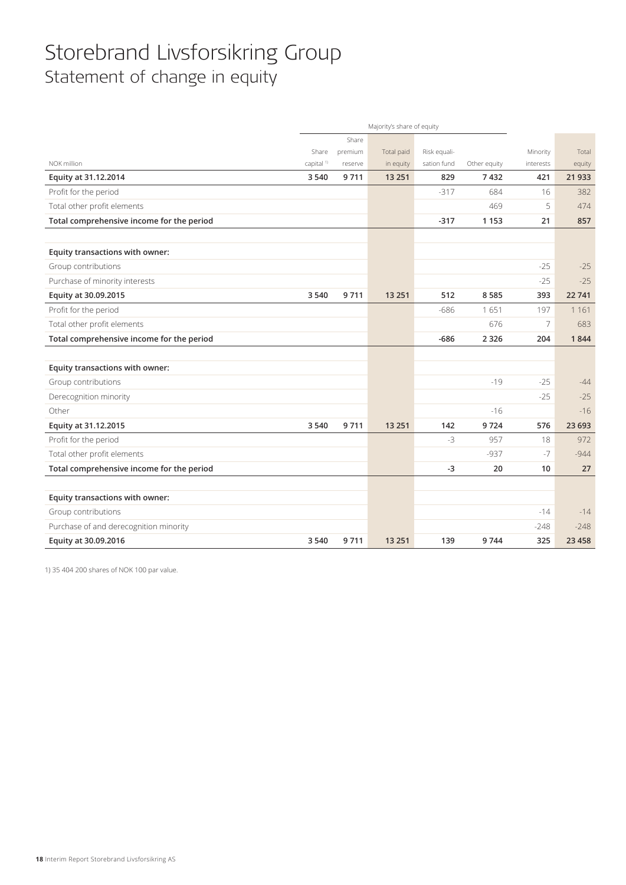# Storebrand Livsforsikring Group

## Statement of change in equity

| | Majority's share of equity | | | | | | |
|---|---|---|---|---|---|---|---|
| NOK million | Share capital [1] | Share premium reserve | Total paid in equity | Risk equalisation fund | Other equity | Minority interests | Total equity |
| **Equity at 31.12.2014** | **3 540** | **9 711** | **13 251** | **829** | **7 432** | **421** | **21 933** |
| Profit for the period | | | | -317 | 684 | 16 | 382 |
| Total other profit elements | | | | | 469 | 5 | 474 |
| **Total comprehensive income for the period** | | | | **-317** | **1 153** | **21** | **857** |
| | | | | | | | |
| **Equity transactions with owner:** | | | | | | | |
| Group contributions | | | | | | -25 | -25 |
| Purchase of minority interests | | | | | | -25 | -25 |
| **Equity at 30.09.2015** | **3 540** | **9 711** | **13 251** | **512** | **8 585** | **393** | **22 741** |
| Profit for the period | | | | -686 | 1 651 | 197 | 1 161 |
| Total other profit elements | | | | | 676 | 7 | 683 |
| **Total comprehensive income for the period** | | | | **-686** | **2 326** | **204** | **1 844** |
| | | | | | | | |
| **Equity transactions with owner:** | | | | | | | |
| Group contributions | | | | | -19 | -25 | -44 |
| Derecognition minority | | | | | | -25 | -25 |
| Other | | | | | -16 | | -16 |
| **Equity at 31.12.2015** | **3 540** | **9 711** | **13 251** | **142** | **9 724** | **576** | **23 693** |
| Profit for the period | | | | -3 | 957 | 18 | 972 |
| Total other profit elements | | | | | -937 | -7 | -944 |
| **Total comprehensive income for the period** | | | | **-3** | **20** | **10** | **27** |
| | | | | | | | |
| **Equity transactions with owner:** | | | | | | | |
| Group contributions | | | | | | -14 | -14 |
| Purchase of and derecognition minority | | | | | | -248 | -248 |
| **Equity at 30.09.2016** | **3 540** | **9 711** | **13 251** | **139** | **9 744** | **325** | **23 458** |

1) 35 404 200 shares of NOK 100 par value.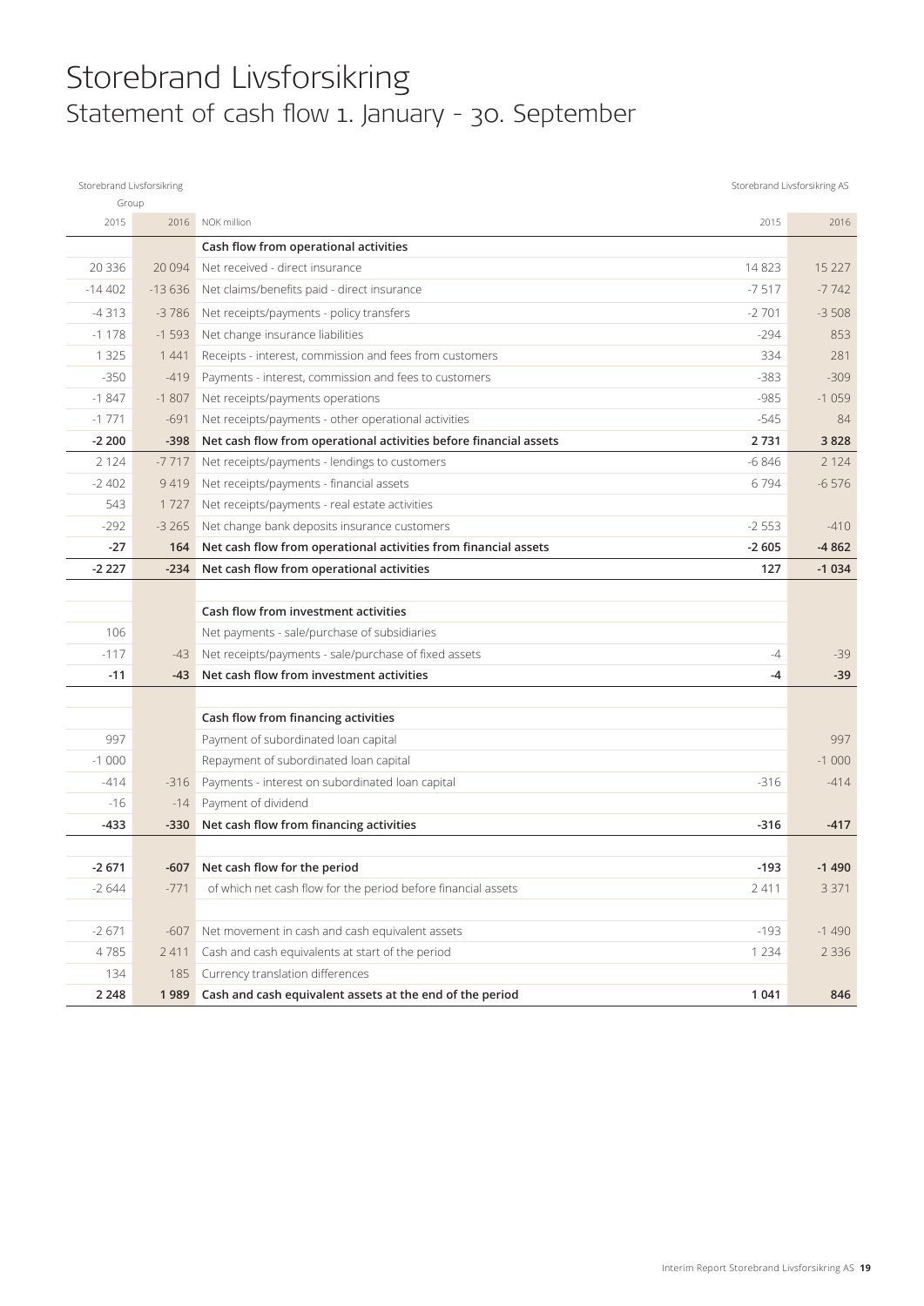# Storebrand Livsforsikring

## Statement of cash flow 1. January - 30. September

| Storebrand Livsforsikring Group | | | Storebrand Livsforsikring AS | |
|---|---|---|---|---|
| 2015 | 2016 | NOK million | 2015 | 2016 |
| | | **Cash flow from operational activities** | | |
| 20 336 | 20 094 | Net received - direct insurance | 14 823 | 15 227 |
| -14 402 | -13 636 | Net claims/benefits paid - direct insurance | -7 517 | -7 742 |
| -4 313 | -3 786 | Net receipts/payments - policy transfers | -2 701 | -3 508 |
| -1 178 | -1 593 | Net change insurance liabilities | -294 | 853 |
| 1 325 | 1 441 | Receipts - interest, commission and fees from customers | 334 | 281 |
| -350 | -419 | Payments - interest, commission and fees to customers | -383 | -309 |
| -1 847 | -1 807 | Net receipts/payments operations | -985 | -1 059 |
| -1 771 | -691 | Net receipts/payments - other operational activities | -545 | 84 |
| **-2 200** | **-398** | **Net cash flow from operational activities before financial assets** | **2 731** | **3 828** |
| 2 124 | -7 717 | Net receipts/payments - lendings to customers | -6 846 | 2 124 |
| -2 402 | 9 419 | Net receipts/payments - financial assets | 6 794 | -6 576 |
| 543 | 1 727 | Net receipts/payments - real estate activities | | |
| -292 | -3 265 | Net change bank deposits insurance customers | -2 553 | -410 |
| **-27** | **164** | **Net cash flow from operational activities from financial assets** | **-2 605** | **-4 862** |
| **-2 227** | **-234** | **Net cash flow from operational activities** | **127** | **-1 034** |
| | | | | |
| | | **Cash flow from investment activities** | | |
| 106 | | Net payments - sale/purchase of subsidiaries | | |
| -117 | -43 | Net receipts/payments - sale/purchase of fixed assets | -4 | -39 |
| **-11** | **-43** | **Net cash flow from investment activities** | **-4** | **-39** |
| | | | | |
| | | **Cash flow from financing activities** | | |
| 997 | | Payment of subordinated loan capital | | 997 |
| -1 000 | | Repayment of subordinated loan capital | | -1 000 |
| -414 | -316 | Payments - interest on subordinated loan capital | -316 | -414 |
| -16 | -14 | Payment of dividend | | |
| **-433** | **-330** | **Net cash flow from financing activities** | **-316** | **-417** |
| | | | | |
| **-2 671** | **-607** | **Net cash flow for the period** | **-193** | **-1 490** |
| -2 644 | -771 | of which net cash flow for the period before financial assets | 2 411 | 3 371 |
| | | | | |
| -2 671 | -607 | Net movement in cash and cash equivalent assets | -193 | -1 490 |
| 4 785 | 2 411 | Cash and cash equivalents at start of the period | 1 234 | 2 336 |
| 134 | 185 | Currency translation differences | | |
| **2 248** | **1 989** | **Cash and cash equivalent assets at the end of the period** | **1 041** | **846** |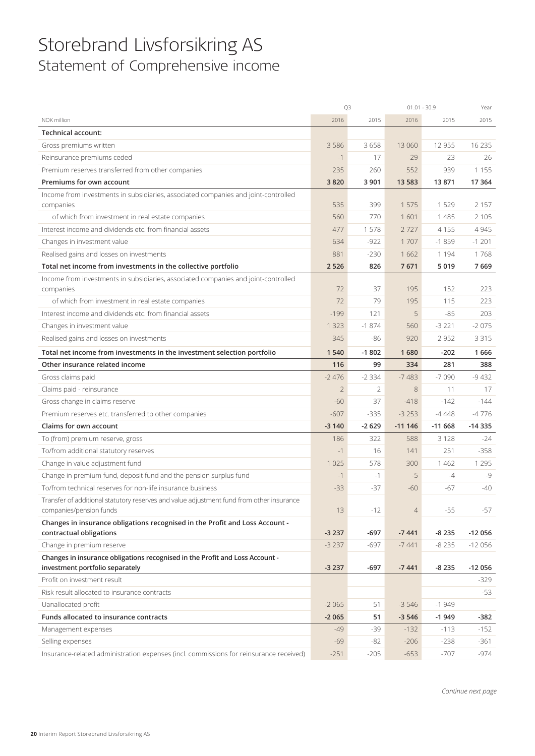# Storebrand Livsforsikring AS
## Statement of Comprehensive income

| NOK million | Q3 2016 | Q3 2015 | 01.01 - 30.9 2016 | 01.01 - 30.9 2015 | Year 2015 |
|---|---|---|---|---|---|
| **Technical account:** | | | | | |
| Gross premiums written | 3 586 | 3 658 | 13 060 | 12 955 | 16 235 |
| Reinsurance premiums ceded | -1 | -17 | -29 | -23 | -26 |
| Premium reserves transferred from other companies | 235 | 260 | 552 | 939 | 1 155 |
| **Premiums for own account** | **3 820** | **3 901** | **13 583** | **13 871** | **17 364** |
| Income from investments in subsidiaries, associated companies and joint-controlled companies | 535 | 399 | 1 575 | 1 529 | 2 157 |
| of which from investment in real estate companies | 560 | 770 | 1 601 | 1 485 | 2 105 |
| Interest income and dividends etc. from financial assets | 477 | 1 578 | 2 727 | 4 155 | 4 945 |
| Changes in investment value | 634 | -922 | 1 707 | -1 859 | -1 201 |
| Realised gains and losses on investments | 881 | -230 | 1 662 | 1 194 | 1 768 |
| **Total net income from investments in the collective portfolio** | **2 526** | **826** | **7 671** | **5 019** | **7 669** |
| Income from investments in subsidiaries, associated companies and joint-controlled companies | 72 | 37 | 195 | 152 | 223 |
| of which from investment in real estate companies | 72 | 79 | 195 | 115 | 223 |
| Interest income and dividends etc. from financial assets | -199 | 121 | 5 | -85 | 203 |
| Changes in investment value | 1 323 | -1 874 | 560 | -3 221 | -2 075 |
| Realised gains and losses on investments | 345 | -86 | 920 | 2 952 | 3 315 |
| **Total net income from investments in the investment selection portfolio** | **1 540** | **-1 802** | **1 680** | **-202** | **1 666** |
| **Other insurance related income** | **116** | **99** | **334** | **281** | **388** |
| Gross claims paid | -2 476 | -2 334 | -7 483 | -7 090 | -9 432 |
| Claims paid - reinsurance | 2 | 2 | 8 | 11 | 17 |
| Gross change in claims reserve | -60 | 37 | -418 | -142 | -144 |
| Premium reserves etc. transferred to other companies | -607 | -335 | -3 253 | -4 448 | -4 776 |
| **Claims for own account** | **-3 140** | **-2 629** | **-11 146** | **-11 668** | **-14 335** |
| To (from) premium reserve, gross | 186 | 322 | 588 | 3 128 | -24 |
| To/from additional statutory reserves | -1 | 16 | 141 | 251 | -358 |
| Change in value adjustment fund | 1 025 | 578 | 300 | 1 462 | 1 295 |
| Change in premium fund, deposit fund and the pension surplus fund | -1 | -1 | -5 | -4 | -9 |
| To/from technical reserves for non-life insurance business | -33 | -37 | -60 | -67 | -40 |
| Transfer of additional statutory reserves and value adjustment fund from other insurance companies/pension funds | 13 | -12 | 4 | -55 | -57 |
| **Changes in insurance obligations recognised in the Profit and Loss Account - contractual obligations** | **-3 237** | **-697** | **-7 441** | **-8 235** | **-12 056** |
| Change in premium reserve | -3 237 | -697 | -7 441 | -8 235 | -12 056 |
| **Changes in insurance obligations recognised in the Profit and Loss Account - investment portfolio separately** | **-3 237** | **-697** | **-7 441** | **-8 235** | **-12 056** |
| Profit on investment result | | | | | -329 |
| Risk result allocated to insurance contracts | | | | | -53 |
| Uanallocated profit | -2 065 | 51 | -3 546 | -1 949 | |
| **Funds allocated to insurance contracts** | **-2 065** | **51** | **-3 546** | **-1 949** | **-382** |
| Management expenses | -49 | -39 | -132 | -113 | -152 |
| Selling expenses | -69 | -82 | -206 | -238 | -361 |
| Insurance-related administration expenses (incl. commissions for reinsurance received) | -251 | -205 | -653 | -707 | -974 |

*Continue next page*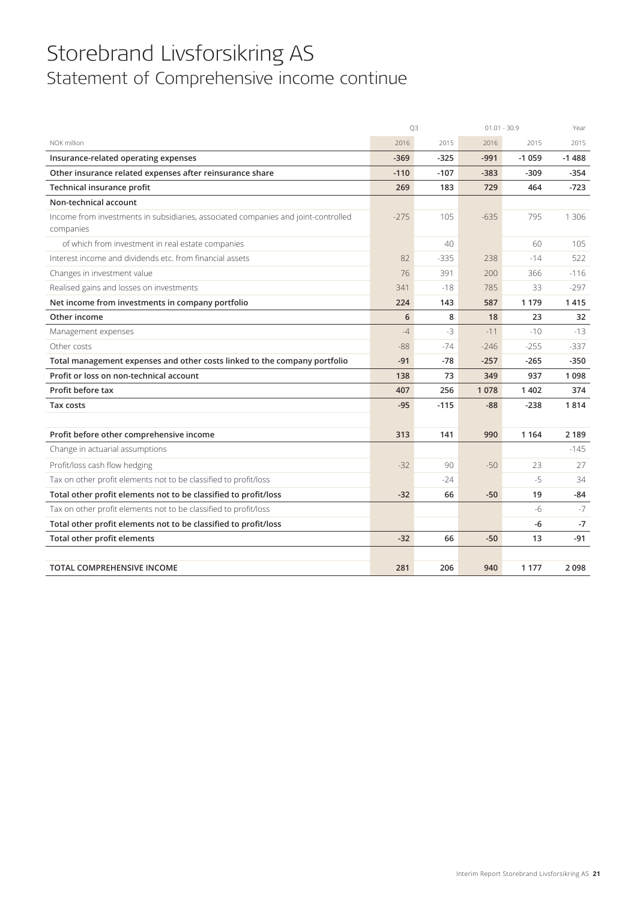# Storebrand Livsforsikring AS

## Statement of Comprehensive income continue

| NOK million | Q3 2016 | Q3 2015 | 01.01 - 30.9 2016 | 01.01 - 30.9 2015 | Year 2015 |
|---|---|---|---|---|---|
| **Insurance-related operating expenses** | **-369** | **-325** | **-991** | **-1 059** | **-1 488** |
| **Other insurance related expenses after reinsurance share** | **-110** | **-107** | **-383** | **-309** | **-354** |
| **Technical insurance profit** | **269** | **183** | **729** | **464** | **-723** |
| **Non-technical account** | | | | | |
| Income from investments in subsidiaries, associated companies and joint-controlled companies | -275 | 105 | -635 | 795 | 1 306 |
| of which from investment in real estate companies | | 40 | | 60 | 105 |
| Interest income and dividends etc. from financial assets | 82 | -335 | 238 | -14 | 522 |
| Changes in investment value | 76 | 391 | 200 | 366 | -116 |
| Realised gains and losses on investments | 341 | -18 | 785 | 33 | -297 |
| **Net income from investments in company portfolio** | **224** | **143** | **587** | **1 179** | **1 415** |
| **Other income** | **6** | **8** | **18** | **23** | **32** |
| Management expenses | -4 | -3 | -11 | -10 | -13 |
| Other costs | -88 | -74 | -246 | -255 | -337 |
| **Total management expenses and other costs linked to the company portfolio** | **-91** | **-78** | **-257** | **-265** | **-350** |
| **Profit or loss on non-technical account** | **138** | **73** | **349** | **937** | **1 098** |
| **Profit before tax** | **407** | **256** | **1 078** | **1 402** | **374** |
| **Tax costs** | **-95** | **-115** | **-88** | **-238** | **1 814** |
| | | | | | |
| **Profit before other comprehensive income** | **313** | **141** | **990** | **1 164** | **2 189** |
| Change in actuarial assumptions | | | | | -145 |
| Profit/loss cash flow hedging | -32 | 90 | -50 | 23 | 27 |
| Tax on other profit elements not to be classified to profit/loss | | -24 | | -5 | 34 |
| **Total other profit elements not to be classified to profit/loss** | **-32** | **66** | **-50** | **19** | **-84** |
| Tax on other profit elements not to be classified to profit/loss | | | | -6 | -7 |
| **Total other profit elements not to be classified to profit/loss** | | | | **-6** | **-7** |
| **Total other profit elements** | **-32** | **66** | **-50** | **13** | **-91** |
| | | | | | |
| **TOTAL COMPREHENSIVE INCOME** | **281** | **206** | **940** | **1 177** | **2 098** |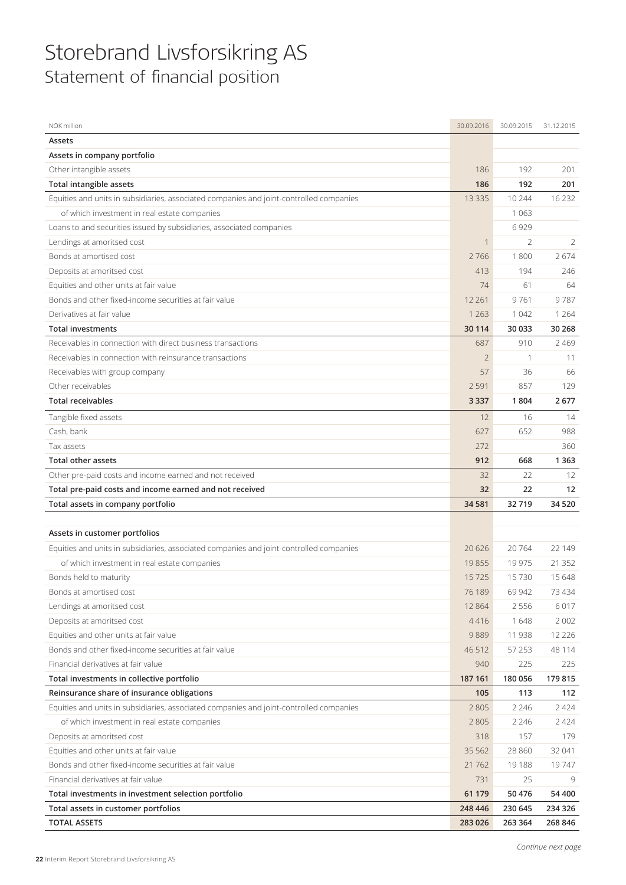# Storebrand Livsforsikring AS
## Statement of financial position

| NOK million | 30.09.2016 | 30.09.2015 | 31.12.2015 |
|---|---|---|---|
| **Assets** | | | |
| **Assets in company portfolio** | | | |
| Other intangible assets | 186 | 192 | 201 |
| **Total intangible assets** | **186** | **192** | **201** |
| Equities and units in subsidiaries, associated companies and joint-controlled companies | 13 335 | 10 244 | 16 232 |
| of which investment in real estate companies | | 1 063 | |
| Loans to and securities issued by subsidiaries, associated companies | | 6 929 | |
| Lendings at amoritsed cost | 1 | 2 | 2 |
| Bonds at amortised cost | 2 766 | 1 800 | 2 674 |
| Deposits at amoritsed cost | 413 | 194 | 246 |
| Equities and other units at fair value | 74 | 61 | 64 |
| Bonds and other fixed-income securities at fair value | 12 261 | 9 761 | 9 787 |
| Derivatives at fair value | 1 263 | 1 042 | 1 264 |
| **Total investments** | **30 114** | **30 033** | **30 268** |
| Receivables in connection with direct business transactions | 687 | 910 | 2 469 |
| Receivables in connection with reinsurance transactions | 2 | 1 | 11 |
| Receivables with group company | 57 | 36 | 66 |
| Other receivables | 2 591 | 857 | 129 |
| **Total receivables** | **3 337** | **1 804** | **2 677** |
| Tangible fixed assets | 12 | 16 | 14 |
| Cash, bank | 627 | 652 | 988 |
| Tax assets | 272 | | 360 |
| **Total other assets** | **912** | **668** | **1 363** |
| Other pre-paid costs and income earned and not received | 32 | 22 | 12 |
| **Total pre-paid costs and income earned and not received** | **32** | **22** | **12** |
| **Total assets in company portfolio** | **34 581** | **32 719** | **34 520** |
| | | | |
| **Assets in customer portfolios** | | | |
| Equities and units in subsidiaries, associated companies and joint-controlled companies | 20 626 | 20 764 | 22 149 |
| of which investment in real estate companies | 19 855 | 19 975 | 21 352 |
| Bonds held to maturity | 15 725 | 15 730 | 15 648 |
| Bonds at amortised cost | 76 189 | 69 942 | 73 434 |
| Lendings at amoritsed cost | 12 864 | 2 556 | 6 017 |
| Deposits at amoritsed cost | 4 416 | 1 648 | 2 002 |
| Equities and other units at fair value | 9 889 | 11 938 | 12 226 |
| Bonds and other fixed-income securities at fair value | 46 512 | 57 253 | 48 114 |
| Financial derivatives at fair value | 940 | 225 | 225 |
| **Total investments in collective portfolio** | **187 161** | **180 056** | **179 815** |
| **Reinsurance share of insurance obligations** | **105** | **113** | **112** |
| Equities and units in subsidiaries, associated companies and joint-controlled companies | 2 805 | 2 246 | 2 424 |
| of which investment in real estate companies | 2 805 | 2 246 | 2 424 |
| Deposits at amoritsed cost | 318 | 157 | 179 |
| Equities and other units at fair value | 35 562 | 28 860 | 32 041 |
| Bonds and other fixed-income securities at fair value | 21 762 | 19 188 | 19 747 |
| Financial derivatives at fair value | 731 | 25 | 9 |
| **Total investments in investment selection portfolio** | **61 179** | **50 476** | **54 400** |
| **Total assets in customer portfolios** | **248 446** | **230 645** | **234 326** |
| **TOTAL ASSETS** | **283 026** | **263 364** | **268 846** |

*Continue next page*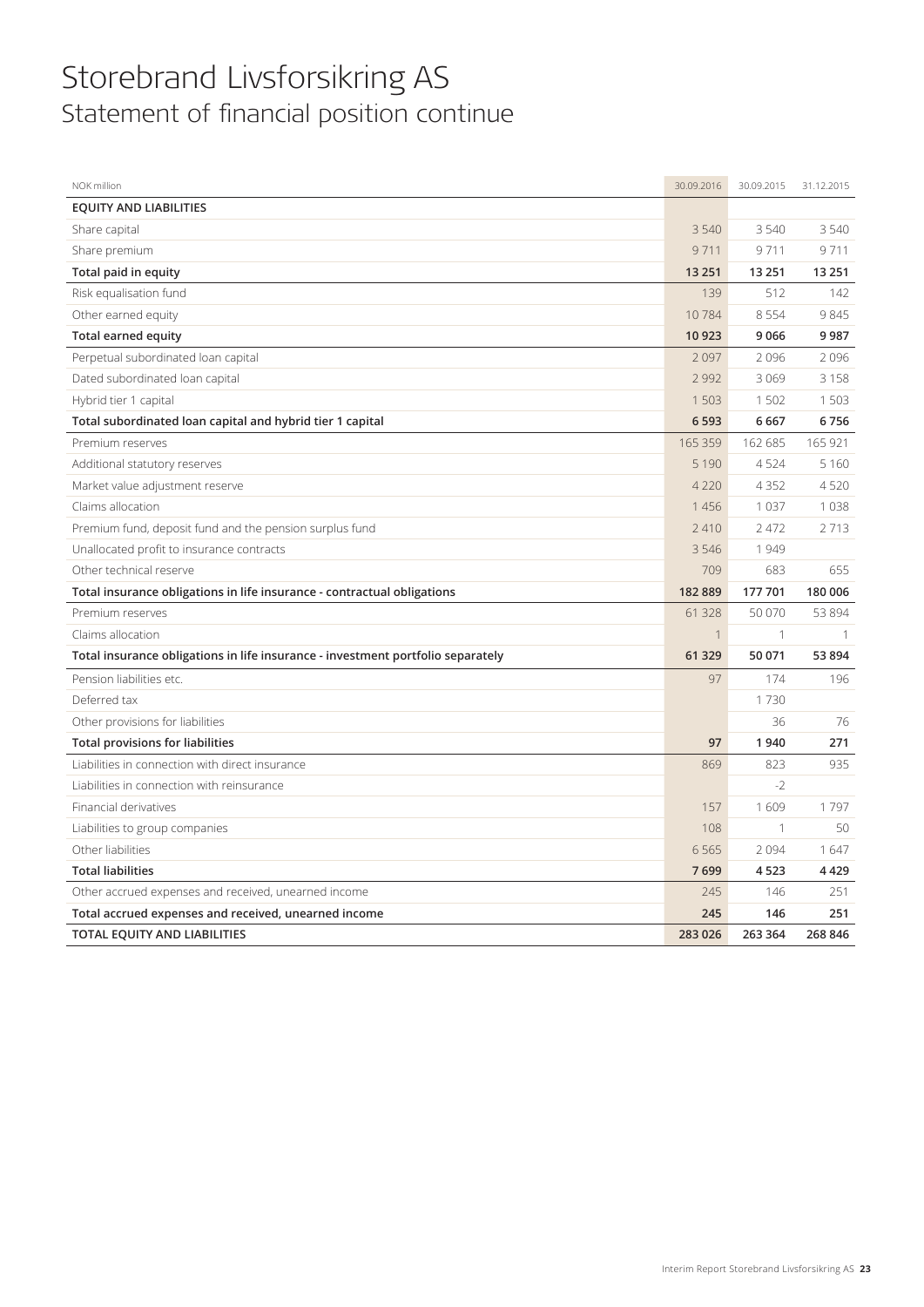# Storebrand Livsforsikring AS
## Statement of financial position continue

| NOK million | 30.09.2016 | 30.09.2015 | 31.12.2015 |
|---|---|---|---|
| **EQUITY AND LIABILITIES** | | | |
| Share capital | 3 540 | 3 540 | 3 540 |
| Share premium | 9 711 | 9 711 | 9 711 |
| **Total paid in equity** | **13 251** | **13 251** | **13 251** |
| Risk equalisation fund | 139 | 512 | 142 |
| Other earned equity | 10 784 | 8 554 | 9 845 |
| **Total earned equity** | **10 923** | **9 066** | **9 987** |
| Perpetual subordinated loan capital | 2 097 | 2 096 | 2 096 |
| Dated subordinated loan capital | 2 992 | 3 069 | 3 158 |
| Hybrid tier 1 capital | 1 503 | 1 502 | 1 503 |
| **Total subordinated loan capital and hybrid tier 1 capital** | **6 593** | **6 667** | **6 756** |
| Premium reserves | 165 359 | 162 685 | 165 921 |
| Additional statutory reserves | 5 190 | 4 524 | 5 160 |
| Market value adjustment reserve | 4 220 | 4 352 | 4 520 |
| Claims allocation | 1 456 | 1 037 | 1 038 |
| Premium fund, deposit fund and the pension surplus fund | 2 410 | 2 472 | 2 713 |
| Unallocated profit to insurance contracts | 3 546 | 1 949 | |
| Other technical reserve | 709 | 683 | 655 |
| **Total insurance obligations in life insurance - contractual obligations** | **182 889** | **177 701** | **180 006** |
| Premium reserves | 61 328 | 50 070 | 53 894 |
| Claims allocation | 1 | 1 | 1 |
| **Total insurance obligations in life insurance - investment portfolio separately** | **61 329** | **50 071** | **53 894** |
| Pension liabilities etc. | 97 | 174 | 196 |
| Deferred tax | | 1 730 | |
| Other provisions for liabilities | | 36 | 76 |
| **Total provisions for liabilities** | **97** | **1 940** | **271** |
| Liabilities in connection with direct insurance | 869 | 823 | 935 |
| Liabilities in connection with reinsurance | | -2 | |
| Financial derivatives | 157 | 1 609 | 1 797 |
| Liabilities to group companies | 108 | 1 | 50 |
| Other liabilities | 6 565 | 2 094 | 1 647 |
| **Total liabilities** | **7 699** | **4 523** | **4 429** |
| Other accrued expenses and received, unearned income | 245 | 146 | 251 |
| **Total accrued expenses and received, unearned income** | **245** | **146** | **251** |
| **TOTAL EQUITY AND LIABILITIES** | **283 026** | **263 364** | **268 846** |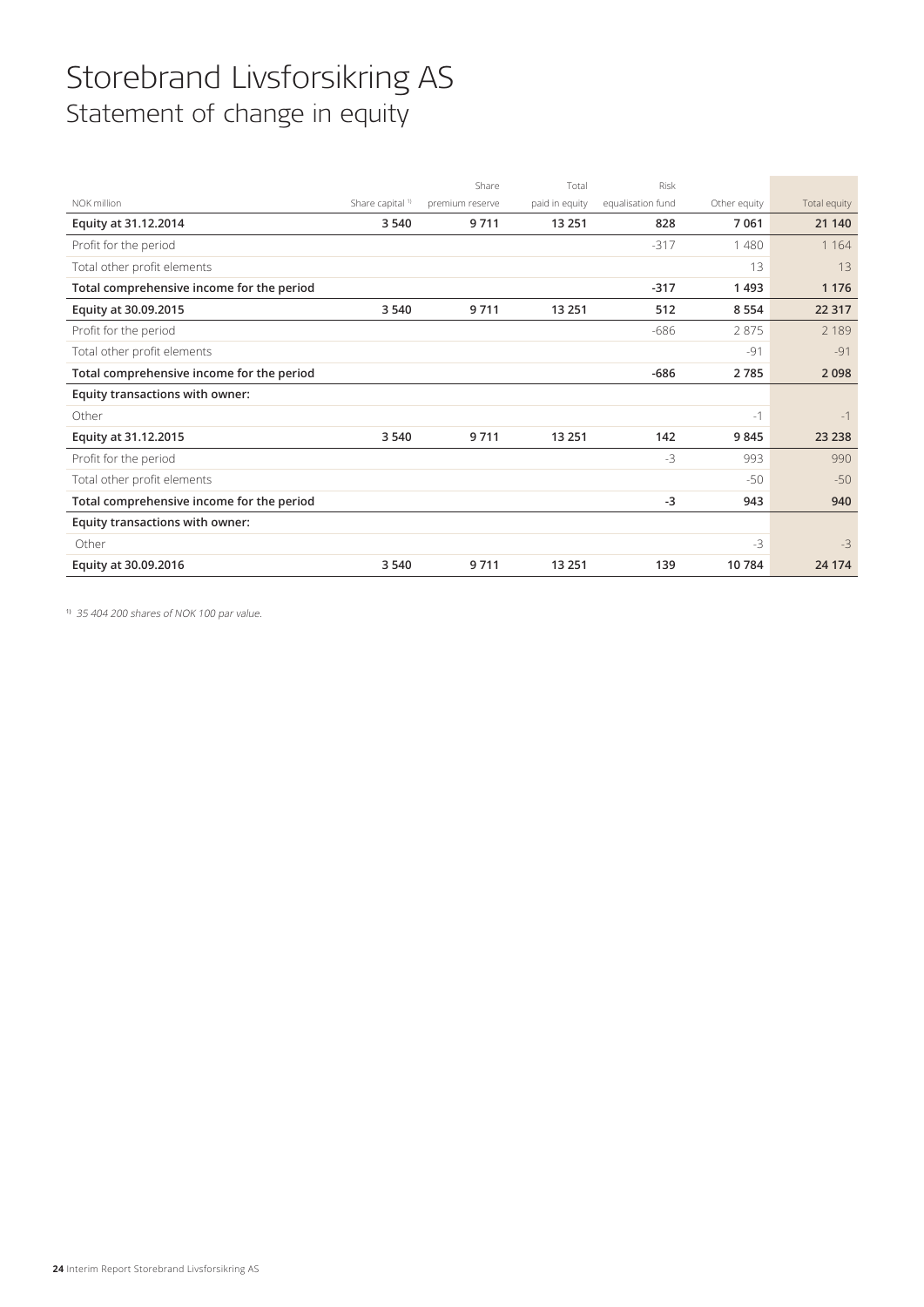# Storebrand Livsforsikring AS

## Statement of change in equity

| NOK million | Share capital [1] | Share premium reserve | Total paid in equity | Risk equalisation fund | Other equity | Total equity |
|---|---|---|---|---|---|---|
| **Equity at 31.12.2014** | **3 540** | **9 711** | **13 251** | **828** | **7 061** | **21 140** |
| Profit for the period | | | | -317 | 1 480 | 1 164 |
| Total other profit elements | | | | | 13 | 13 |
| **Total comprehensive income for the period** | | | | **-317** | **1 493** | **1 176** |
| **Equity at 30.09.2015** | **3 540** | **9 711** | **13 251** | **512** | **8 554** | **22 317** |
| Profit for the period | | | | -686 | 2 875 | 2 189 |
| Total other profit elements | | | | | -91 | -91 |
| **Total comprehensive income for the period** | | | | **-686** | **2 785** | **2 098** |
| **Equity transactions with owner:** | | | | | | |
| Other | | | | | -1 | -1 |
| **Equity at 31.12.2015** | **3 540** | **9 711** | **13 251** | **142** | **9 845** | **23 238** |
| Profit for the period | | | | -3 | 993 | 990 |
| Total other profit elements | | | | | -50 | -50 |
| **Total comprehensive income for the period** | | | | **-3** | **943** | **940** |
| **Equity transactions with owner:** | | | | | | |
| Other | | | | | -3 | -3 |
| **Equity at 30.09.2016** | **3 540** | **9 711** | **13 251** | **139** | **10 784** | **24 174** |

[1] *35 404 200 shares of NOK 100 par value.*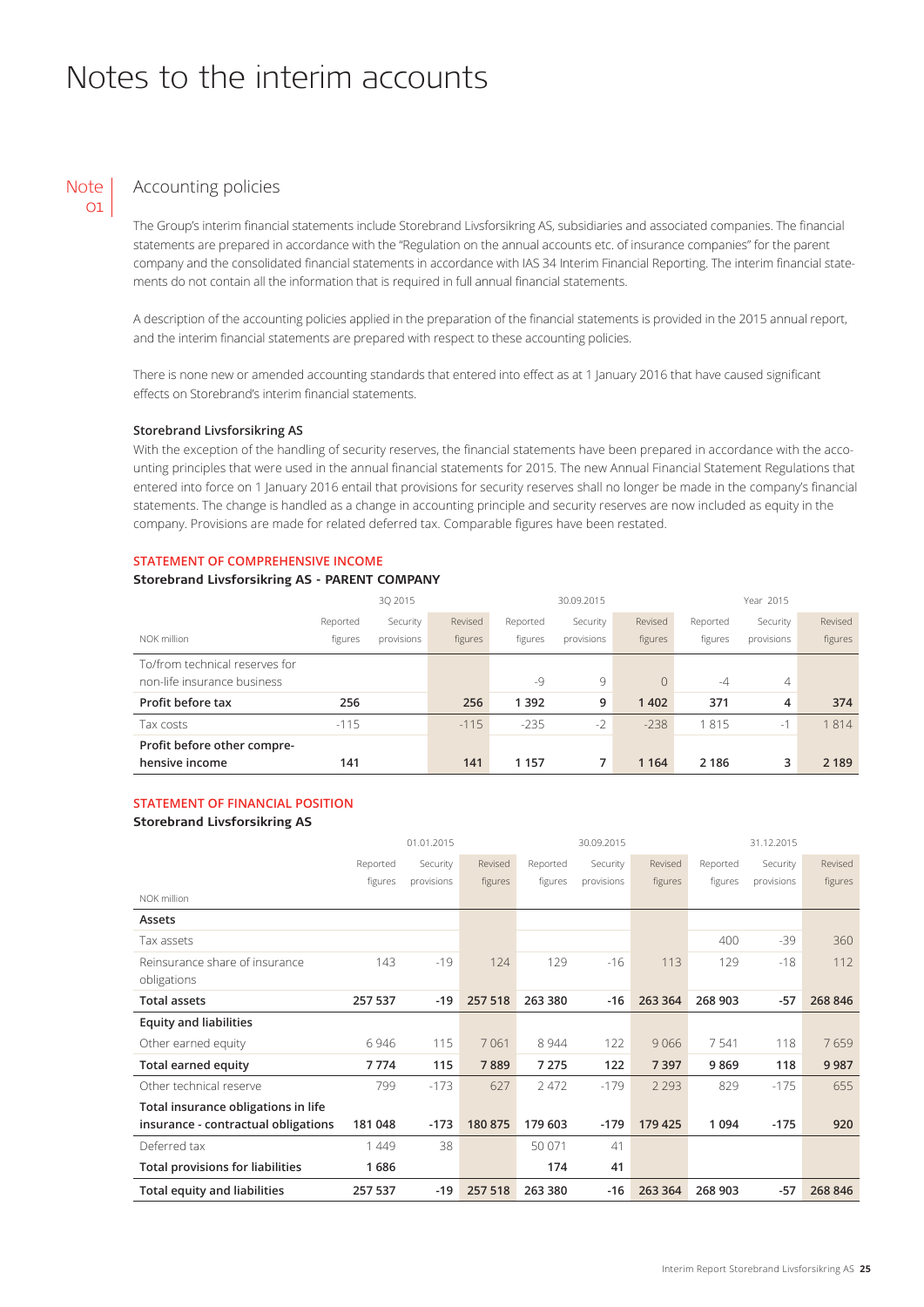# Notes to the interim accounts

## Note 01 Accounting policies

The Group's interim financial statements include Storebrand Livsforsikring AS, subsidiaries and associated companies. The financial statements are prepared in accordance with the "Regulation on the annual accounts etc. of insurance companies" for the parent company and the consolidated financial statements in accordance with IAS 34 Interim Financial Reporting. The interim financial statements do not contain all the information that is required in full annual financial statements.

A description of the accounting policies applied in the preparation of the financial statements is provided in the 2015 annual report, and the interim financial statements are prepared with respect to these accounting policies.

There is none new or amended accounting standards that entered into effect as at 1 January 2016 that have caused significant effects on Storebrand's interim financial statements.

**Storebrand Livsforsikring AS**

With the exception of the handling of security reserves, the financial statements have been prepared in accordance with the accounting principles that were used in the annual financial statements for 2015. The new Annual Financial Statement Regulations that entered into force on 1 January 2016 entail that provisions for security reserves shall no longer be made in the company's financial statements. The change is handled as a change in accounting principle and security reserves are now included as equity in the company. Provisions are made for related deferred tax. Comparable figures have been restated.

### STATEMENT OF COMPREHENSIVE INCOME

**Storebrand Livsforsikring AS - PARENT COMPANY**

| | 3Q 2015 | | | 30.09.2015 | | | Year 2015 | | |
|---|---|---|---|---|---|---|---|---|---|
| NOK million | Reported figures | Security provisions | Revised figures | Reported figures | Security provisions | Revised figures | Reported figures | Security provisions | Revised figures |
| To/from technical reserves for non-life insurance business | | | | -9 | 9 | 0 | -4 | 4 | |
| **Profit before tax** | **256** | | **256** | **1 392** | **9** | **1 402** | **371** | **4** | **374** |
| Tax costs | -115 | | -115 | -235 | -2 | -238 | 1 815 | -1 | 1 814 |
| **Profit before other comprehensive income** | **141** | | **141** | **1 157** | **7** | **1 164** | **2 186** | **3** | **2 189** |

### STATEMENT OF FINANCIAL POSITION

**Storebrand Livsforsikring AS**

| | 01.01.2015 | | | 30.09.2015 | | | 31.12.2015 | | |
|---|---|---|---|---|---|---|---|---|---|
| NOK million | Reported figures | Security provisions | Revised figures | Reported figures | Security provisions | Revised figures | Reported figures | Security provisions | Revised figures |
| **Assets** | | | | | | | | | |
| Tax assets | | | | | | | 400 | -39 | 360 |
| Reinsurance share of insurance obligations | 143 | -19 | 124 | 129 | -16 | 113 | 129 | -18 | 112 |
| **Total assets** | **257 537** | **-19** | **257 518** | **263 380** | **-16** | **263 364** | **268 903** | **-57** | **268 846** |
| **Equity and liabilities** | | | | | | | | | |
| Other earned equity | 6 946 | 115 | 7 061 | 8 944 | 122 | 9 066 | 7 541 | 118 | 7 659 |
| **Total earned equity** | **7 774** | **115** | **7 889** | **7 275** | **122** | **7 397** | **9 869** | **118** | **9 987** |
| Other technical reserve | 799 | -173 | 627 | 2 472 | -179 | 2 293 | 829 | -175 | 655 |
| **Total insurance obligations in life insurance - contractual obligations** | **181 048** | **-173** | **180 875** | **179 603** | **-179** | **179 425** | **1 094** | **-175** | **920** |
| Deferred tax | 1 449 | 38 | | 50 071 | 41 | | | | |
| **Total provisions for liabilities** | **1 686** | | | **174** | **41** | | | | |
| **Total equity and liabilities** | **257 537** | **-19** | **257 518** | **263 380** | **-16** | **263 364** | **268 903** | **-57** | **268 846** |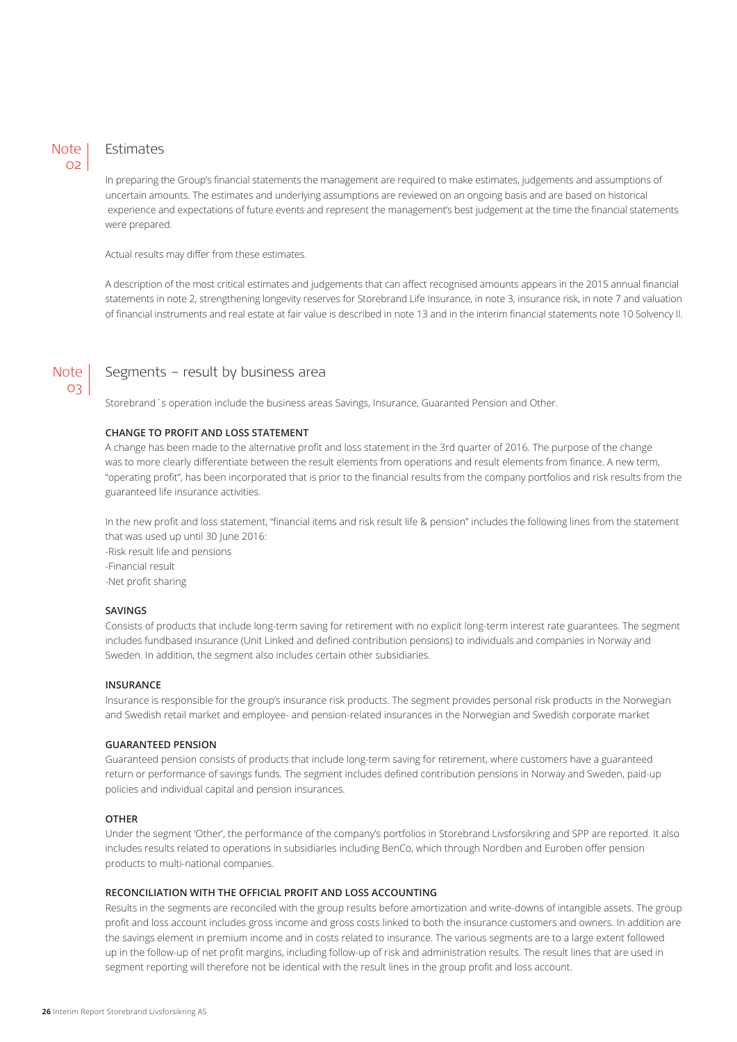## Note 02 Estimates

In preparing the Group's financial statements the management are required to make estimates, judgements and assumptions of uncertain amounts. The estimates and underlying assumptions are reviewed on an ongoing basis and are based on historical experience and expectations of future events and represent the management's best judgement at the time the financial statements were prepared.

Actual results may differ from these estimates.

A description of the most critical estimates and judgements that can affect recognised amounts appears in the 2015 annual financial statements in note 2, strengthening longevity reserves for Storebrand Life Insurance, in note 3, insurance risk, in note 7 and valuation of financial instruments and real estate at fair value is described in note 13 and in the interim financial statements note 10 Solvency II.

## Note 03 Segments – result by business area

Storebrand´s operation include the business areas Savings, Insurance, Guaranted Pension and Other.

**CHANGE TO PROFIT AND LOSS STATEMENT**

A change has been made to the alternative profit and loss statement in the 3rd quarter of 2016. The purpose of the change was to more clearly differentiate between the result elements from operations and result elements from finance. A new term, "operating profit", has been incorporated that is prior to the financial results from the company portfolios and risk results from the guaranteed life insurance activities.

In the new profit and loss statement, "financial items and risk result life & pension" includes the following lines from the statement that was used up until 30 June 2016:

-Risk result life and pensions
-Financial result
-Net profit sharing

**SAVINGS**

Consists of products that include long-term saving for retirement with no explicit long-term interest rate guarantees. The segment includes fundbased insurance (Unit Linked and defined contribution pensions) to individuals and companies in Norway and Sweden. In addition, the segment also includes certain other subsidiaries.

**INSURANCE**

Insurance is responsible for the group's insurance risk products. The segment provides personal risk products in the Norwegian and Swedish retail market and employee- and pension-related insurances in the Norwegian and Swedish corporate market

**GUARANTEED PENSION**

Guaranteed pension consists of products that include long-term saving for retirement, where customers have a guaranteed return or performance of savings funds. The segment includes defined contribution pensions in Norway and Sweden, paid-up policies and individual capital and pension insurances.

**OTHER**

Under the segment 'Other', the performance of the company's portfolios in Storebrand Livsforsikring and SPP are reported. It also includes results related to operations in subsidiaries including BenCo, which through Nordben and Euroben offer pension products to multi-national companies.

**RECONCILIATION WITH THE OFFICIAL PROFIT AND LOSS ACCOUNTING**

Results in the segments are reconciled with the group results before amortization and write-downs of intangible assets. The group profit and loss account includes gross income and gross costs linked to both the insurance customers and owners. In addition are the savings element in premium income and in costs related to insurance. The various segments are to a large extent followed up in the follow-up of net profit margins, including follow-up of risk and administration results. The result lines that are used in segment reporting will therefore not be identical with the result lines in the group profit and loss account.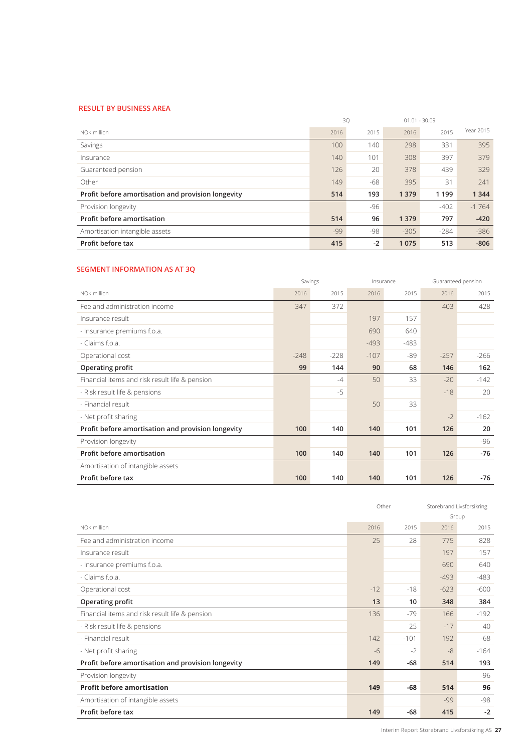## RESULT BY BUSINESS AREA

| NOK million | 3Q 2016 | 3Q 2015 | 01.01 - 30.09 2016 | 01.01 - 30.09 2015 | Year 2015 |
|---|---|---|---|---|---|
| Savings | 100 | 140 | 298 | 331 | 395 |
| Insurance | 140 | 101 | 308 | 397 | 379 |
| Guaranteed pension | 126 | 20 | 378 | 439 | 329 |
| Other | 149 | -68 | 395 | 31 | 241 |
| **Profit before amortisation and provision longevity** | **514** | **193** | **1 379** | **1 199** | **1 344** |
| Provision longevity | | -96 | | -402 | -1 764 |
| **Profit before amortisation** | **514** | **96** | **1 379** | **797** | **-420** |
| Amortisation intangible assets | -99 | -98 | -305 | -284 | -386 |
| **Profit before tax** | **415** | **-2** | **1 075** | **513** | **-806** |

## SEGMENT INFORMATION AS AT 3Q

| | Savings | | Insurance | | Guaranteed pension | |
|---|---|---|---|---|---|---|
| NOK million | 2016 | 2015 | 2016 | 2015 | 2016 | 2015 |
| Fee and administration income | 347 | 372 | | | 403 | 428 |
| Insurance result | | | 197 | 157 | | |
| - Insurance premiums f.o.a. | | | 690 | 640 | | |
| - Claims f.o.a. | | | -493 | -483 | | |
| Operational cost | -248 | -228 | -107 | -89 | -257 | -266 |
| **Operating profit** | **99** | **144** | **90** | **68** | **146** | **162** |
| Financial items and risk result life & pension | | -4 | 50 | 33 | -20 | -142 |
| - Risk result life & pensions | | -5 | | | -18 | 20 |
| - Financial result | | | 50 | 33 | | |
| - Net profit sharing | | | | | -2 | -162 |
| **Profit before amortisation and provision longevity** | **100** | **140** | **140** | **101** | **126** | **20** |
| Provision longevity | | | | | | -96 |
| **Profit before amortisation** | **100** | **140** | **140** | **101** | **126** | **-76** |
| Amortisation of intangible assets | | | | | | |
| **Profit before tax** | **100** | **140** | **140** | **101** | **126** | **-76** |

| | Other | | Storebrand Livsforsikring Group | |
|---|---|---|---|---|
| NOK million | 2016 | 2015 | 2016 | 2015 |
| Fee and administration income | 25 | 28 | 775 | 828 |
| Insurance result | | | 197 | 157 |
| - Insurance premiums f.o.a. | | | 690 | 640 |
| - Claims f.o.a. | | | -493 | -483 |
| Operational cost | -12 | -18 | -623 | -600 |
| **Operating profit** | **13** | **10** | **348** | **384** |
| Financial items and risk result life & pension | 136 | -79 | 166 | -192 |
| - Risk result life & pensions | | 25 | -17 | 40 |
| - Financial result | 142 | -101 | 192 | -68 |
| - Net profit sharing | -6 | -2 | -8 | -164 |
| **Profit before amortisation and provision longevity** | **149** | **-68** | **514** | **193** |
| Provision longevity | | | | -96 |
| **Profit before amortisation** | **149** | **-68** | **514** | **96** |
| Amortisation of intangible assets | | | -99 | -98 |
| **Profit before tax** | **149** | **-68** | **415** | **-2** |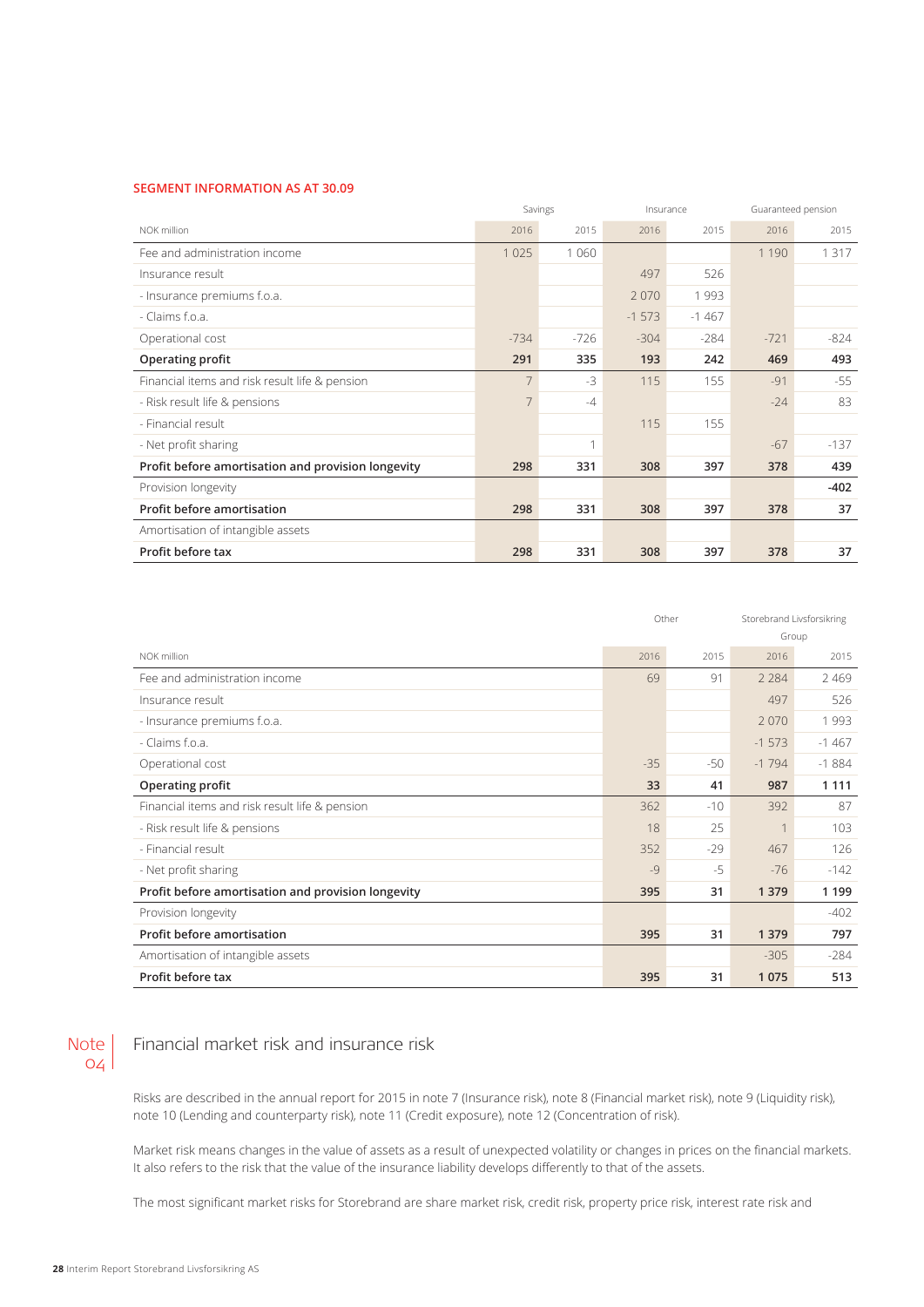### SEGMENT INFORMATION AS AT 30.09

| NOK million | Savings | | Insurance | | Guaranteed pension | |
|---|---|---|---|---|---|---|
| | 2016 | 2015 | 2016 | 2015 | 2016 | 2015 |
| Fee and administration income | 1 025 | 1 060 | | | 1 190 | 1 317 |
| Insurance result | | | 497 | 526 | | |
| - Insurance premiums f.o.a. | | | 2 070 | 1 993 | | |
| - Claims f.o.a. | | | -1 573 | -1 467 | | |
| Operational cost | -734 | -726 | -304 | -284 | -721 | -824 |
| **Operating profit** | **291** | **335** | **193** | **242** | **469** | **493** |
| Financial items and risk result life & pension | 7 | -3 | 115 | 155 | -91 | -55 |
| - Risk result life & pensions | 7 | -4 | | | -24 | 83 |
| - Financial result | | | 115 | 155 | | |
| - Net profit sharing | | 1 | | | -67 | -137 |
| **Profit before amortisation and provision longevity** | **298** | **331** | **308** | **397** | **378** | **439** |
| Provision longevity | | | | | | **-402** |
| **Profit before amortisation** | **298** | **331** | **308** | **397** | **378** | **37** |
| Amortisation of intangible assets | | | | | | |
| **Profit before tax** | **298** | **331** | **308** | **397** | **378** | **37** |

| NOK million | Other | | Storebrand Livsforsikring Group | |
|---|---|---|---|---|
| | 2016 | 2015 | 2016 | 2015 |
| Fee and administration income | 69 | 91 | 2 284 | 2 469 |
| Insurance result | | | 497 | 526 |
| - Insurance premiums f.o.a. | | | 2 070 | 1 993 |
| - Claims f.o.a. | | | -1 573 | -1 467 |
| Operational cost | -35 | -50 | -1 794 | -1 884 |
| **Operating profit** | **33** | **41** | **987** | **1 111** |
| Financial items and risk result life & pension | 362 | -10 | 392 | 87 |
| - Risk result life & pensions | 18 | 25 | 1 | 103 |
| - Financial result | 352 | -29 | 467 | 126 |
| - Net profit sharing | -9 | -5 | -76 | -142 |
| **Profit before amortisation and provision longevity** | **395** | **31** | **1 379** | **1 199** |
| Provision longevity | | | | -402 |
| **Profit before amortisation** | **395** | **31** | **1 379** | **797** |
| Amortisation of intangible assets | | | -305 | -284 |
| **Profit before tax** | **395** | **31** | **1 075** | **513** |

## Note 04 Financial market risk and insurance risk

Risks are described in the annual report for 2015 in note 7 (Insurance risk), note 8 (Financial market risk), note 9 (Liquidity risk), note 10 (Lending and counterparty risk), note 11 (Credit exposure), note 12 (Concentration of risk).

Market risk means changes in the value of assets as a result of unexpected volatility or changes in prices on the financial markets. It also refers to the risk that the value of the insurance liability develops differently to that of the assets.

The most significant market risks for Storebrand are share market risk, credit risk, property price risk, interest rate risk and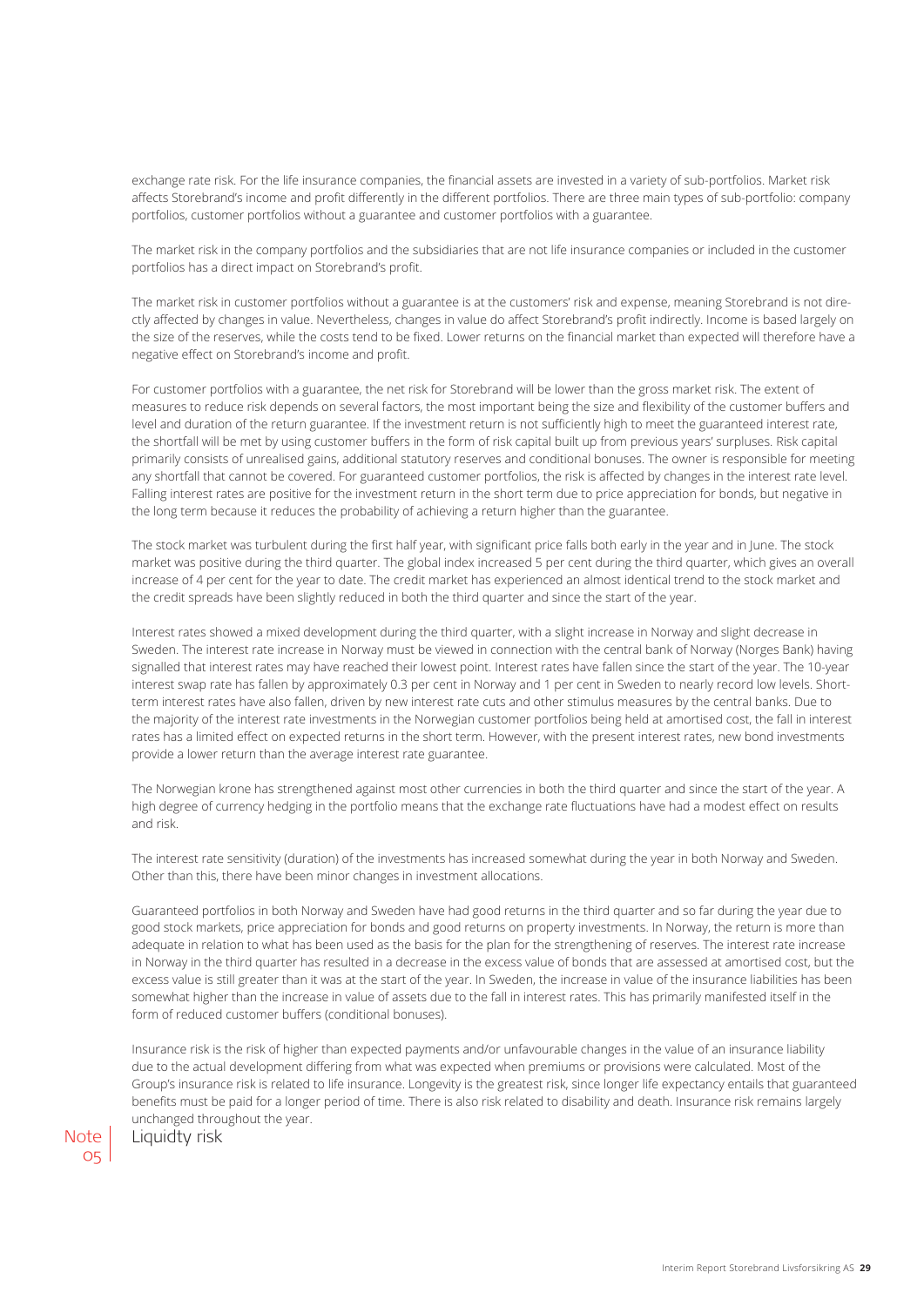exchange rate risk. For the life insurance companies, the financial assets are invested in a variety of sub-portfolios. Market risk affects Storebrand's income and profit differently in the different portfolios. There are three main types of sub-portfolio: company portfolios, customer portfolios without a guarantee and customer portfolios with a guarantee.

The market risk in the company portfolios and the subsidiaries that are not life insurance companies or included in the customer portfolios has a direct impact on Storebrand's profit.

The market risk in customer portfolios without a guarantee is at the customers' risk and expense, meaning Storebrand is not directly affected by changes in value. Nevertheless, changes in value do affect Storebrand's profit indirectly. Income is based largely on the size of the reserves, while the costs tend to be fixed. Lower returns on the financial market than expected will therefore have a negative effect on Storebrand's income and profit.

For customer portfolios with a guarantee, the net risk for Storebrand will be lower than the gross market risk. The extent of measures to reduce risk depends on several factors, the most important being the size and flexibility of the customer buffers and level and duration of the return guarantee. If the investment return is not sufficiently high to meet the guaranteed interest rate, the shortfall will be met by using customer buffers in the form of risk capital built up from previous years' surpluses. Risk capital primarily consists of unrealised gains, additional statutory reserves and conditional bonuses. The owner is responsible for meeting any shortfall that cannot be covered. For guaranteed customer portfolios, the risk is affected by changes in the interest rate level. Falling interest rates are positive for the investment return in the short term due to price appreciation for bonds, but negative in the long term because it reduces the probability of achieving a return higher than the guarantee.

The stock market was turbulent during the first half year, with significant price falls both early in the year and in June. The stock market was positive during the third quarter. The global index increased 5 per cent during the third quarter, which gives an overall increase of 4 per cent for the year to date. The credit market has experienced an almost identical trend to the stock market and the credit spreads have been slightly reduced in both the third quarter and since the start of the year.

Interest rates showed a mixed development during the third quarter, with a slight increase in Norway and slight decrease in Sweden. The interest rate increase in Norway must be viewed in connection with the central bank of Norway (Norges Bank) having signalled that interest rates may have reached their lowest point. Interest rates have fallen since the start of the year. The 10-year interest swap rate has fallen by approximately 0.3 per cent in Norway and 1 per cent in Sweden to nearly record low levels. Short-term interest rates have also fallen, driven by new interest rate cuts and other stimulus measures by the central banks. Due to the majority of the interest rate investments in the Norwegian customer portfolios being held at amortised cost, the fall in interest rates has a limited effect on expected returns in the short term. However, with the present interest rates, new bond investments provide a lower return than the average interest rate guarantee.

The Norwegian krone has strengthened against most other currencies in both the third quarter and since the start of the year. A high degree of currency hedging in the portfolio means that the exchange rate fluctuations have had a modest effect on results and risk.

The interest rate sensitivity (duration) of the investments has increased somewhat during the year in both Norway and Sweden. Other than this, there have been minor changes in investment allocations.

Guaranteed portfolios in both Norway and Sweden have had good returns in the third quarter and so far during the year due to good stock markets, price appreciation for bonds and good returns on property investments. In Norway, the return is more than adequate in relation to what has been used as the basis for the plan for the strengthening of reserves. The interest rate increase in Norway in the third quarter has resulted in a decrease in the excess value of bonds that are assessed at amortised cost, but the excess value is still greater than it was at the start of the year. In Sweden, the increase in value of the insurance liabilities has been somewhat higher than the increase in value of assets due to the fall in interest rates. This has primarily manifested itself in the form of reduced customer buffers (conditional bonuses).

Insurance risk is the risk of higher than expected payments and/or unfavourable changes in the value of an insurance liability due to the actual development differing from what was expected when premiums or provisions were calculated. Most of the Group's insurance risk is related to life insurance. Longevity is the greatest risk, since longer life expectancy entails that guaranteed benefits must be paid for a longer period of time. There is also risk related to disability and death. Insurance risk remains largely unchanged throughout the year.

## Note 05 Liquidty risk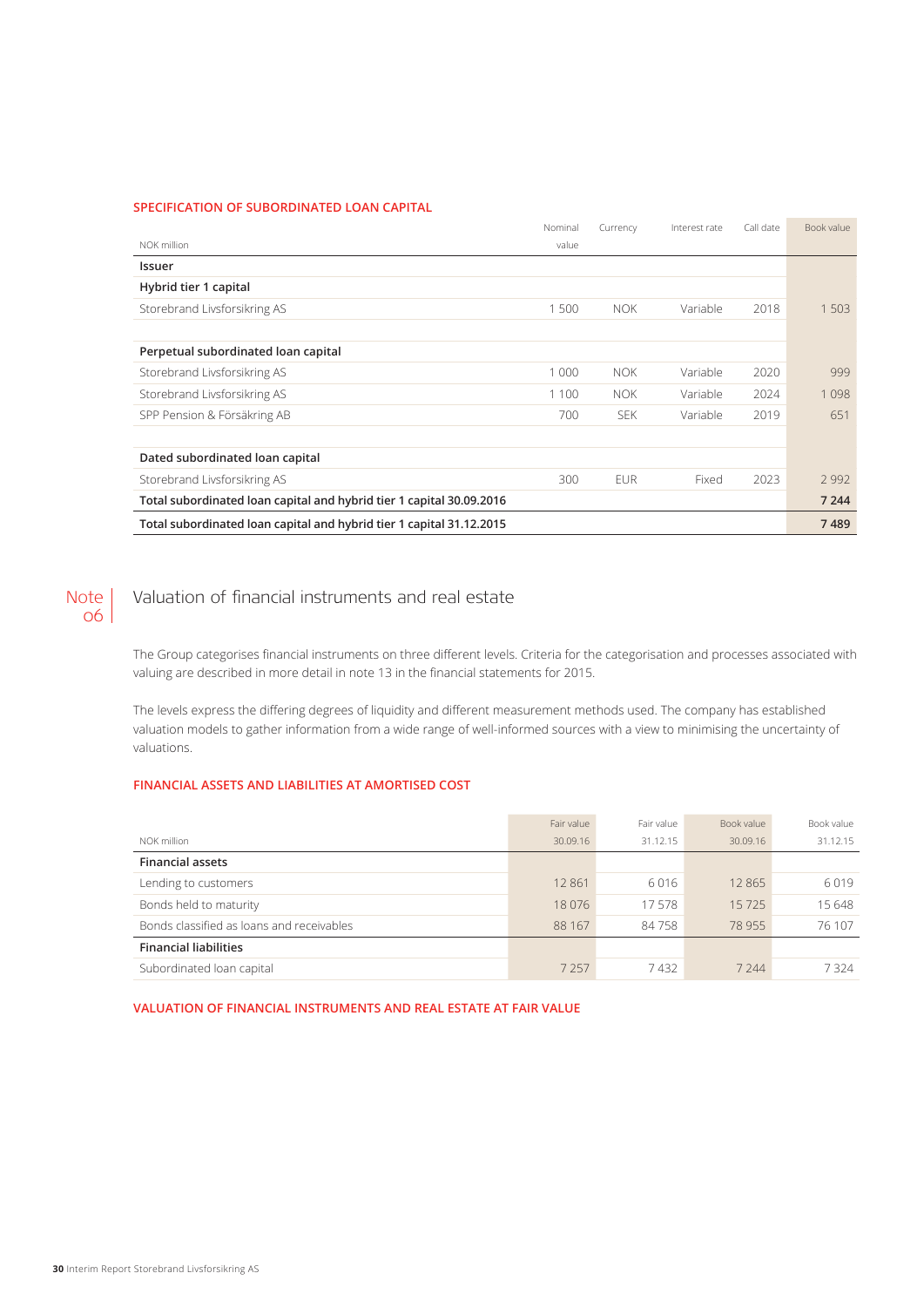### SPECIFICATION OF SUBORDINATED LOAN CAPITAL

| NOK million | Nominal value | Currency | Interest rate | Call date | Book value |
|---|---|---|---|---|---|
| **Issuer** | | | | | |
| **Hybrid tier 1 capital** | | | | | |
| Storebrand Livsforsikring AS | 1 500 | NOK | Variable | 2018 | 1 503 |
| | | | | | |
| **Perpetual subordinated loan capital** | | | | | |
| Storebrand Livsforsikring AS | 1 000 | NOK | Variable | 2020 | 999 |
| Storebrand Livsforsikring AS | 1 100 | NOK | Variable | 2024 | 1 098 |
| SPP Pension & Försäkring AB | 700 | SEK | Variable | 2019 | 651 |
| | | | | | |
| **Dated subordinated loan capital** | | | | | |
| Storebrand Livsforsikring AS | 300 | EUR | Fixed | 2023 | 2 992 |
| **Total subordinated loan capital and hybrid tier 1 capital 30.09.2016** | | | | | **7 244** |
| **Total subordinated loan capital and hybrid tier 1 capital 31.12.2015** | | | | | **7 489** |

## Note 06 Valuation of financial instruments and real estate

The Group categorises financial instruments on three different levels. Criteria for the categorisation and processes associated with valuing are described in more detail in note 13 in the financial statements for 2015.

The levels express the differing degrees of liquidity and different measurement methods used. The company has established valuation models to gather information from a wide range of well-informed sources with a view to minimising the uncertainty of valuations.

### FINANCIAL ASSETS AND LIABILITIES AT AMORTISED COST

| NOK million | Fair value 30.09.16 | Fair value 31.12.15 | Book value 30.09.16 | Book value 31.12.15 |
|---|---|---|---|---|
| **Financial assets** | | | | |
| Lending to customers | 12 861 | 6 016 | 12 865 | 6 019 |
| Bonds held to maturity | 18 076 | 17 578 | 15 725 | 15 648 |
| Bonds classified as loans and receivables | 88 167 | 84 758 | 78 955 | 76 107 |
| **Financial liabilities** | | | | |
| Subordinated loan capital | 7 257 | 7 432 | 7 244 | 7 324 |

### VALUATION OF FINANCIAL INSTRUMENTS AND REAL ESTATE AT FAIR VALUE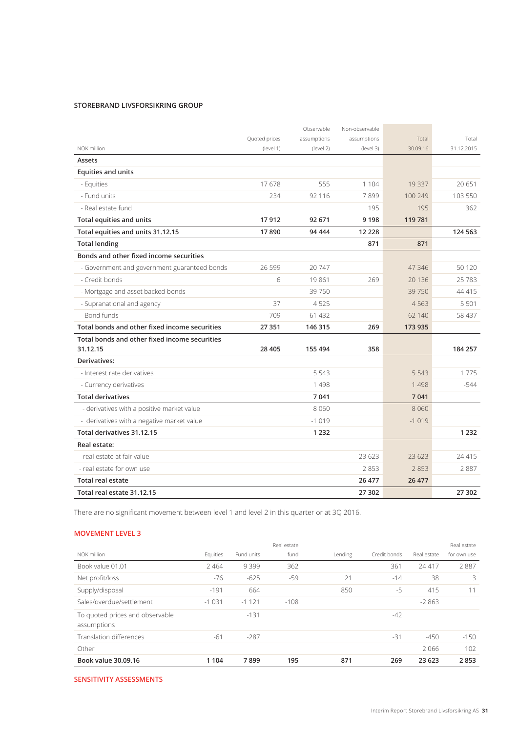**STOREBRAND LIVSFORSIKRING GROUP**

| NOK million | Quoted prices (level 1) | Observable assumptions (level 2) | Non-observable assumptions (level 3) | Total 30.09.16 | Total 31.12.2015 |
|---|---|---|---|---|---|
| **Assets** | | | | | |
| **Equities and units** | | | | | |
| - Equities | 17 678 | 555 | 1 104 | 19 337 | 20 651 |
| - Fund units | 234 | 92 116 | 7 899 | 100 249 | 103 550 |
| - Real estate fund | | | 195 | 195 | 362 |
| **Total equities and units** | **17 912** | **92 671** | **9 198** | **119 781** | |
| **Total equities and units 31.12.15** | **17 890** | **94 444** | **12 228** | | **124 563** |
| **Total lending** | | | **871** | **871** | |
| **Bonds and other fixed income securities** | | | | | |
| - Government and government guaranteed bonds | 26 599 | 20 747 | | 47 346 | 50 120 |
| - Credit bonds | 6 | 19 861 | 269 | 20 136 | 25 783 |
| - Mortgage and asset backed bonds | | 39 750 | | 39 750 | 44 415 |
| - Supranational and agency | 37 | 4 525 | | 4 563 | 5 501 |
| - Bond funds | 709 | 61 432 | | 62 140 | 58 437 |
| **Total bonds and other fixed income securities** | **27 351** | **146 315** | **269** | **173 935** | |
| **Total bonds and other fixed income securities 31.12.15** | **28 405** | **155 494** | **358** | | **184 257** |
| **Derivatives:** | | | | | |
| - Interest rate derivatives | | 5 543 | | 5 543 | 1 775 |
| - Currency derivatives | | 1 498 | | 1 498 | -544 |
| **Total derivatives** | | **7 041** | | **7 041** | |
| - derivatives with a positive market value | | 8 060 | | 8 060 | |
| - derivatives with a negative market value | | -1 019 | | -1 019 | |
| **Total derivatives 31.12.15** | | **1 232** | | | **1 232** |
| **Real estate:** | | | | | |
| - real estate at fair value | | | 23 623 | 23 623 | 24 415 |
| - real estate for own use | | | 2 853 | 2 853 | 2 887 |
| **Total real estate** | | | **26 477** | **26 477** | |
| **Total real estate 31.12.15** | | | **27 302** | | **27 302** |

There are no significant movement between level 1 and level 2 in this quarter or at 3Q 2016.

## MOVEMENT LEVEL 3

| NOK million | Equities | Fund units | Real estate fund | Lending | Credit bonds | Real estate | Real estate for own use |
|---|---|---|---|---|---|---|---|
| Book value 01.01 | 2 464 | 9 399 | 362 | | 361 | 24 417 | 2 887 |
| Net profit/loss | -76 | -625 | -59 | 21 | -14 | 38 | 3 |
| Supply/disposal | -191 | 664 | | 850 | -5 | 415 | 11 |
| Sales/overdue/settlement | -1 031 | -1 121 | -108 | | | -2 863 | |
| To quoted prices and observable assumptions | | -131 | | | -42 | | |
| Translation differences | -61 | -287 | | | -31 | -450 | -150 |
| Other | | | | | | 2 066 | 102 |
| **Book value 30.09.16** | **1 104** | **7 899** | **195** | **871** | **269** | **23 623** | **2 853** |

## SENSITIVITY ASSESSMENTS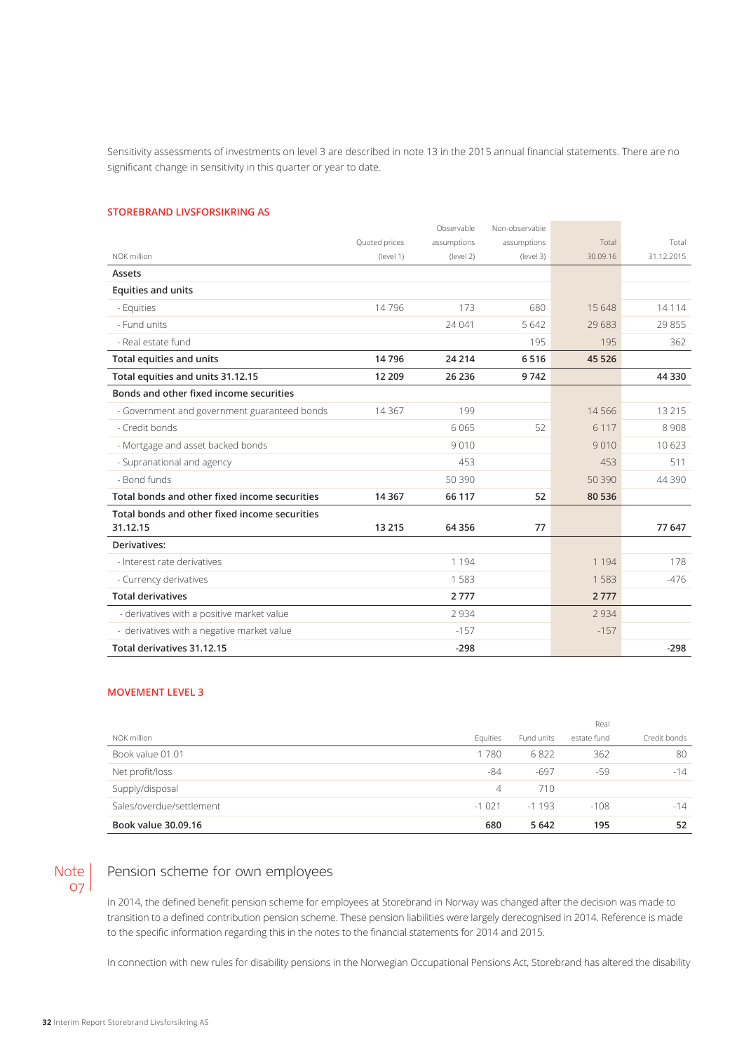Sensitivity assessments of investments on level 3 are described in note 13 in the 2015 annual financial statements. There are no significant change in sensitivity in this quarter or year to date.

### STOREBRAND LIVSFORSIKRING AS

| NOK million | Quoted prices (level 1) | Observable assumptions (level 2) | Non-observable assumptions (level 3) | Total 30.09.16 | Total 31.12.2015 |
|---|---|---|---|---|---|
| **Assets** | | | | | |
| **Equities and units** | | | | | |
| - Equities | 14 796 | 173 | 680 | 15 648 | 14 114 |
| - Fund units | | 24 041 | 5 642 | 29 683 | 29 855 |
| - Real estate fund | | | 195 | 195 | 362 |
| **Total equities and units** | **14 796** | **24 214** | **6 516** | **45 526** | |
| **Total equities and units 31.12.15** | **12 209** | **26 236** | **9 742** | | **44 330** |
| **Bonds and other fixed income securities** | | | | | |
| - Government and government guaranteed bonds | 14 367 | 199 | | 14 566 | 13 215 |
| - Credit bonds | | 6 065 | 52 | 6 117 | 8 908 |
| - Mortgage and asset backed bonds | | 9 010 | | 9 010 | 10 623 |
| - Supranational and agency | | 453 | | 453 | 511 |
| - Bond funds | | 50 390 | | 50 390 | 44 390 |
| **Total bonds and other fixed income securities** | **14 367** | **66 117** | **52** | **80 536** | |
| **Total bonds and other fixed income securities 31.12.15** | **13 215** | **64 356** | **77** | | **77 647** |
| **Derivatives:** | | | | | |
| - Interest rate derivatives | | 1 194 | | 1 194 | 178 |
| - Currency derivatives | | 1 583 | | 1 583 | -476 |
| **Total derivatives** | | **2 777** | | **2 777** | |
| - derivatives with a positive market value | | 2 934 | | 2 934 | |
| - derivatives with a negative market value | | -157 | | -157 | |
| **Total derivatives 31.12.15** | | **-298** | | | **-298** |

### MOVEMENT LEVEL 3

| NOK million | Equities | Fund units | Real estate fund | Credit bonds |
|---|---|---|---|---|
| Book value 01.01 | 1 780 | 6 822 | 362 | 80 |
| Net profit/loss | -84 | -697 | -59 | -14 |
| Supply/disposal | 4 | 710 | | |
| Sales/overdue/settlement | -1 021 | -1 193 | -108 | -14 |
| **Book value 30.09.16** | **680** | **5 642** | **195** | **52** |

## Note 07 Pension scheme for own employees

In 2014, the defined benefit pension scheme for employees at Storebrand in Norway was changed after the decision was made to transition to a defined contribution pension scheme. These pension liabilities were largely derecognised in 2014. Reference is made to the specific information regarding this in the notes to the financial statements for 2014 and 2015.

In connection with new rules for disability pensions in the Norwegian Occupational Pensions Act, Storebrand has altered the disability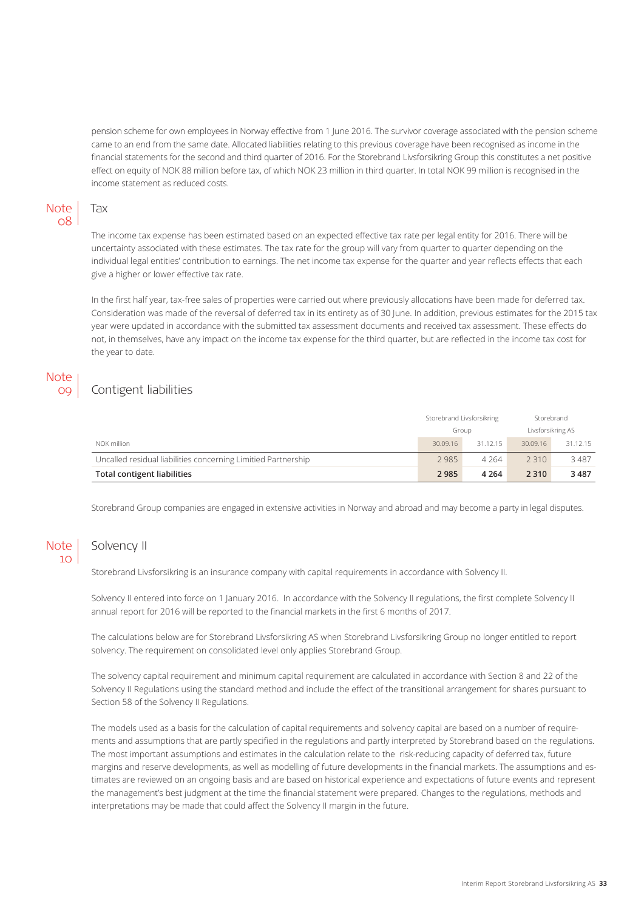pension scheme for own employees in Norway effective from 1 June 2016. The survivor coverage associated with the pension scheme came to an end from the same date. Allocated liabilities relating to this previous coverage have been recognised as income in the financial statements for the second and third quarter of 2016. For the Storebrand Livsforsikring Group this constitutes a net positive effect on equity of NOK 88 million before tax, of which NOK 23 million in third quarter. In total NOK 99 million is recognised in the income statement as reduced costs.

## Note 08 Tax

The income tax expense has been estimated based on an expected effective tax rate per legal entity for 2016. There will be uncertainty associated with these estimates. The tax rate for the group will vary from quarter to quarter depending on the individual legal entities' contribution to earnings. The net income tax expense for the quarter and year reflects effects that each give a higher or lower effective tax rate.

In the first half year, tax-free sales of properties were carried out where previously allocations have been made for deferred tax. Consideration was made of the reversal of deferred tax in its entirety as of 30 June. In addition, previous estimates for the 2015 tax year were updated in accordance with the submitted tax assessment documents and received tax assessment. These effects do not, in themselves, have any impact on the income tax expense for the third quarter, but are reflected in the income tax cost for the year to date.

## Note 09 Contigent liabilities

| | Storebrand Livsforsikring Group | | Storebrand Livsforsikring AS | |
|---|---|---|---|---|
| NOK million | 30.09.16 | 31.12.15 | 30.09.16 | 31.12.15 |
| Uncalled residual liabilities concerning Limitied Partnership | 2 985 | 4 264 | 2 310 | 3 487 |
| **Total contigent liabilities** | **2 985** | **4 264** | **2 310** | **3 487** |

Storebrand Group companies are engaged in extensive activities in Norway and abroad and may become a party in legal disputes.

## Note 10 Solvency II

Storebrand Livsforsikring is an insurance company with capital requirements in accordance with Solvency II.

Solvency II entered into force on 1 January 2016. In accordance with the Solvency II regulations, the first complete Solvency II annual report for 2016 will be reported to the financial markets in the first 6 months of 2017.

The calculations below are for Storebrand Livsforsikring AS when Storebrand Livsforsikring Group no longer entitled to report solvency. The requirement on consolidated level only applies Storebrand Group.

The solvency capital requirement and minimum capital requirement are calculated in accordance with Section 8 and 22 of the Solvency II Regulations using the standard method and include the effect of the transitional arrangement for shares pursuant to Section 58 of the Solvency II Regulations.

The models used as a basis for the calculation of capital requirements and solvency capital are based on a number of requirements and assumptions that are partly specified in the regulations and partly interpreted by Storebrand based on the regulations. The most important assumptions and estimates in the calculation relate to the risk-reducing capacity of deferred tax, future margins and reserve developments, as well as modelling of future developments in the financial markets. The assumptions and estimates are reviewed on an ongoing basis and are based on historical experience and expectations of future events and represent the management's best judgment at the time the financial statement were prepared. Changes to the regulations, methods and interpretations may be made that could affect the Solvency II margin in the future.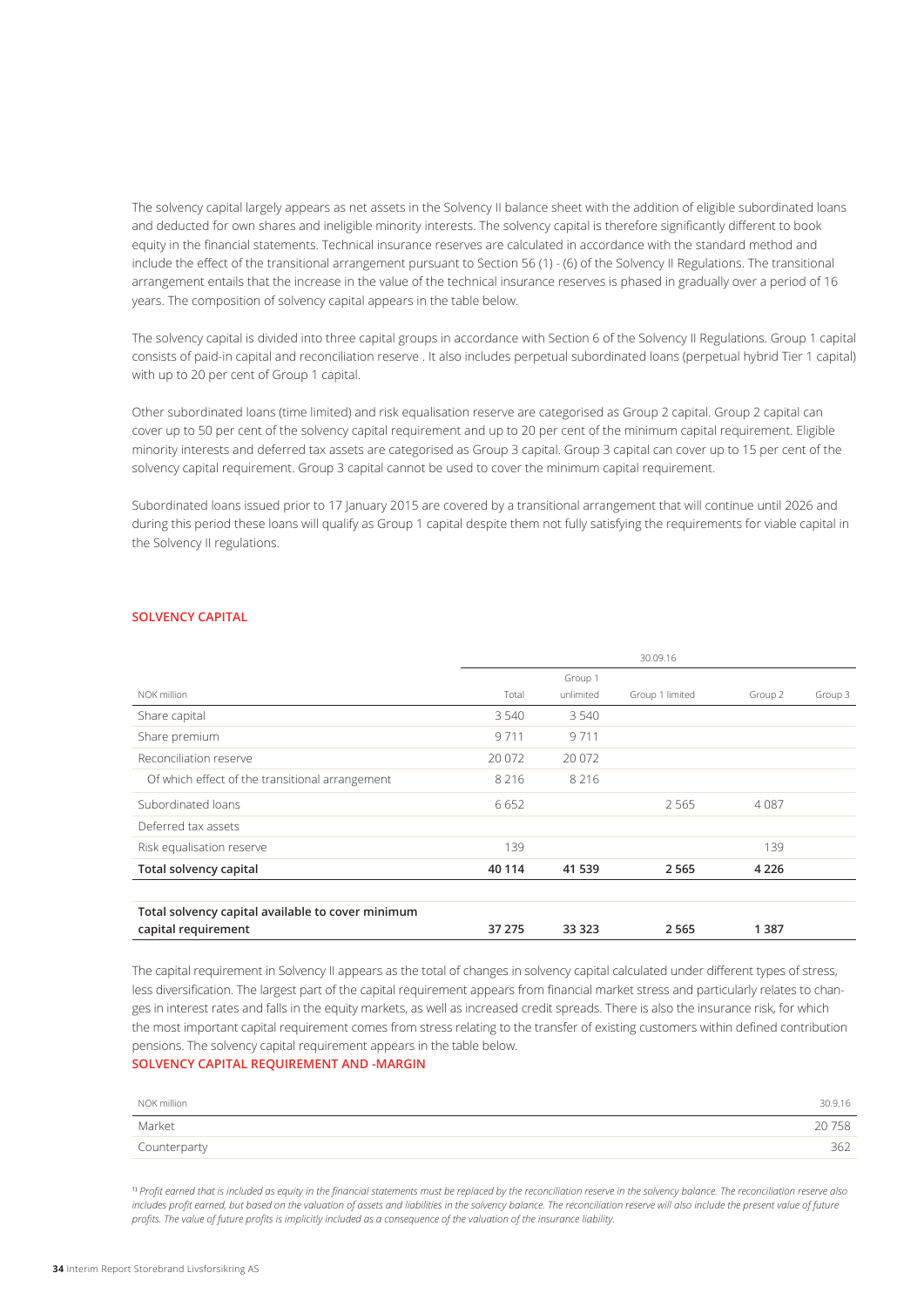The solvency capital largely appears as net assets in the Solvency II balance sheet with the addition of eligible subordinated loans and deducted for own shares and ineligible minority interests. The solvency capital is therefore significantly different to book equity in the financial statements. Technical insurance reserves are calculated in accordance with the standard method and include the effect of the transitional arrangement pursuant to Section 56 (1) - (6) of the Solvency II Regulations. The transitional arrangement entails that the increase in the value of the technical insurance reserves is phased in gradually over a period of 16 years. The composition of solvency capital appears in the table below.

The solvency capital is divided into three capital groups in accordance with Section 6 of the Solvency II Regulations. Group 1 capital consists of paid-in capital and reconciliation reserve . It also includes perpetual subordinated loans (perpetual hybrid Tier 1 capital) with up to 20 per cent of Group 1 capital.

Other subordinated loans (time limited) and risk equalisation reserve are categorised as Group 2 capital. Group 2 capital can cover up to 50 per cent of the solvency capital requirement and up to 20 per cent of the minimum capital requirement. Eligible minority interests and deferred tax assets are categorised as Group 3 capital. Group 3 capital can cover up to 15 per cent of the solvency capital requirement. Group 3 capital cannot be used to cover the minimum capital requirement.

Subordinated loans issued prior to 17 January 2015 are covered by a transitional arrangement that will continue until 2026 and during this period these loans will qualify as Group 1 capital despite them not fully satisfying the requirements for viable capital in the Solvency II regulations.

## SOLVENCY CAPITAL

| | 30.09.16 | | | | |
|---|---|---|---|---|---|
| NOK million | Total | Group 1 unlimited | Group 1 limited | Group 2 | Group 3 |
| Share capital | 3 540 | 3 540 | | | |
| Share premium | 9 711 | 9 711 | | | |
| Reconciliation reserve | 20 072 | 20 072 | | | |
| Of which effect of the transitional arrangement | 8 216 | 8 216 | | | |
| Subordinated loans | 6 652 | | 2 565 | 4 087 | |
| Deferred tax assets | | | | | |
| Risk equalisation reserve | 139 | | | 139 | |
| **Total solvency capital** | **40 114** | **41 539** | **2 565** | **4 226** | |
| | | | | | |
| **Total solvency capital available to cover minimum capital requirement** | **37 275** | **33 323** | **2 565** | **1 387** | |

The capital requirement in Solvency II appears as the total of changes in solvency capital calculated under different types of stress, less diversification. The largest part of the capital requirement appears from financial market stress and particularly relates to changes in interest rates and falls in the equity markets, as well as increased credit spreads. There is also the insurance risk, for which the most important capital requirement comes from stress relating to the transfer of existing customers within defined contribution pensions. The solvency capital requirement appears in the table below.

## SOLVENCY CAPITAL REQUIREMENT AND -MARGIN

| NOK million | 30.9.16 |
|---|---|
| Market | 20 758 |
| Counterparty | 362 |

[1] *Profit earned that is included as equity in the financial statements must be replaced by the reconciliation reserve in the solvency balance. The reconciliation reserve also includes profit earned, but based on the valuation of assets and liabilities in the solvency balance. The reconciliation reserve will also include the present value of future profits. The value of future profits is implicitly included as a consequence of the valuation of the insurance liability.*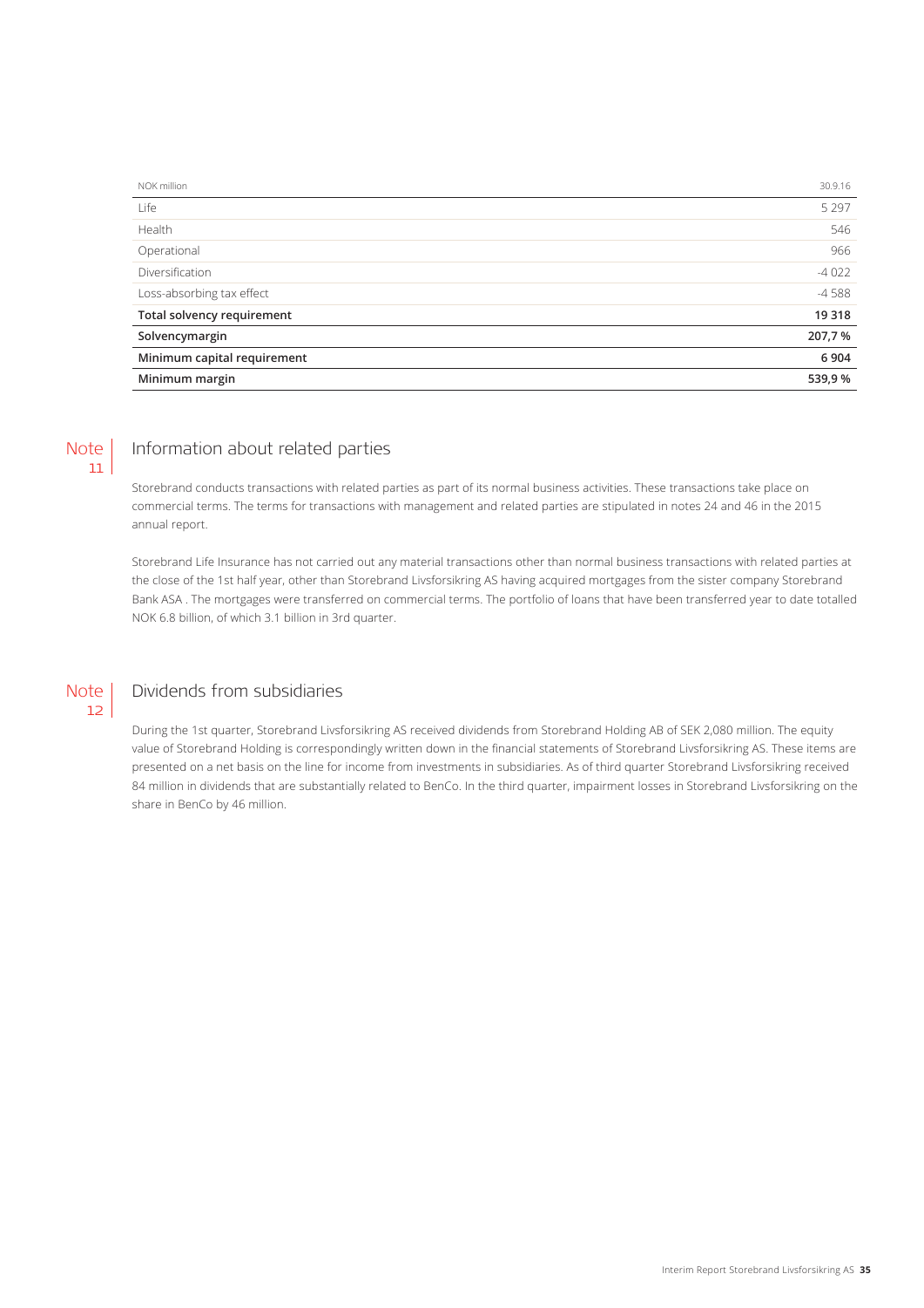| NOK million | 30.9.16 |
|---|---|
| Life | 5 297 |
| Health | 546 |
| Operational | 966 |
| Diversification | -4 022 |
| Loss-absorbing tax effect | -4 588 |
| **Total solvency requirement** | **19 318** |
| **Solvencymargin** | **207,7 %** |
| **Minimum capital requirement** | **6 904** |
| **Minimum margin** | **539,9 %** |

## Note 11 Information about related parties

Storebrand conducts transactions with related parties as part of its normal business activities. These transactions take place on commercial terms. The terms for transactions with management and related parties are stipulated in notes 24 and 46 in the 2015 annual report.

Storebrand Life Insurance has not carried out any material transactions other than normal business transactions with related parties at the close of the 1st half year, other than Storebrand Livsforsikring AS having acquired mortgages from the sister company Storebrand Bank ASA . The mortgages were transferred on commercial terms. The portfolio of loans that have been transferred year to date totalled NOK 6.8 billion, of which 3.1 billion in 3rd quarter.

## Note 12 Dividends from subsidiaries

During the 1st quarter, Storebrand Livsforsikring AS received dividends from Storebrand Holding AB of SEK 2,080 million. The equity value of Storebrand Holding is correspondingly written down in the financial statements of Storebrand Livsforsikring AS. These items are presented on a net basis on the line for income from investments in subsidiaries. As of third quarter Storebrand Livsforsikring received 84 million in dividends that are substantially related to BenCo. In the third quarter, impairment losses in Storebrand Livsforsikring on the share in BenCo by 46 million.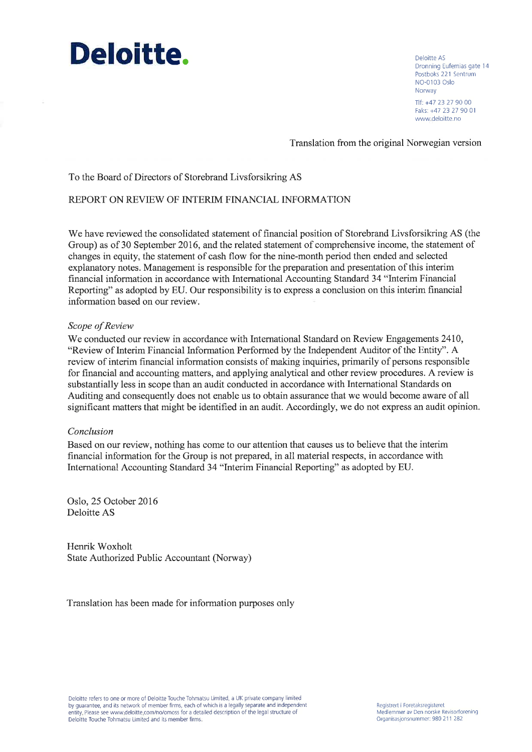**Deloitte.**

Deloitte AS
Dronning Eufemias gate 14
Postboks 221 Sentrum
NO-0103 Oslo
Norway

Tlf: +47 23 27 90 00
Faks: +47 23 27 90 01
www.deloitte.no

Translation from the original Norwegian version

To the Board of Directors of Storebrand Livsforsikring AS

REPORT ON REVIEW OF INTERIM FINANCIAL INFORMATION

We have reviewed the consolidated statement of financial position of Storebrand Livsforsikring AS (the Group) as of 30 September 2016, and the related statement of comprehensive income, the statement of changes in equity, the statement of cash flow for the nine-month period then ended and selected explanatory notes. Management is responsible for the preparation and presentation of this interim financial information in accordance with International Accounting Standard 34 "Interim Financial Reporting" as adopted by EU. Our responsibility is to express a conclusion on this interim financial information based on our review.

*Scope of Review*

We conducted our review in accordance with International Standard on Review Engagements 2410, "Review of Interim Financial Information Performed by the Independent Auditor of the Entity". A review of interim financial information consists of making inquiries, primarily of persons responsible for financial and accounting matters, and applying analytical and other review procedures. A review is substantially less in scope than an audit conducted in accordance with International Standards on Auditing and consequently does not enable us to obtain assurance that we would become aware of all significant matters that might be identified in an audit. Accordingly, we do not express an audit opinion.

*Conclusion*

Based on our review, nothing has come to our attention that causes us to believe that the interim financial information for the Group is not prepared, in all material respects, in accordance with International Accounting Standard 34 "Interim Financial Reporting" as adopted by EU.

Oslo, 25 October 2016
Deloitte AS

Henrik Woxholt
State Authorized Public Accountant (Norway)

Translation has been made for information purposes only

Deloitte refers to one or more of Deloitte Touche Tohmatsu Limited, a UK private company limited by guarantee, and its network of member firms, each of which is a legally separate and independent entity. Please see www.deloitte.com/no/omoss for a detailed description of the legal structure of Deloitte Touche Tohmatsu Limited and its member firms.

Registrert i Foretaksregisteret
Medlemmer av Den norske Revisorforening
Organisasjonsnummer: 980 211 282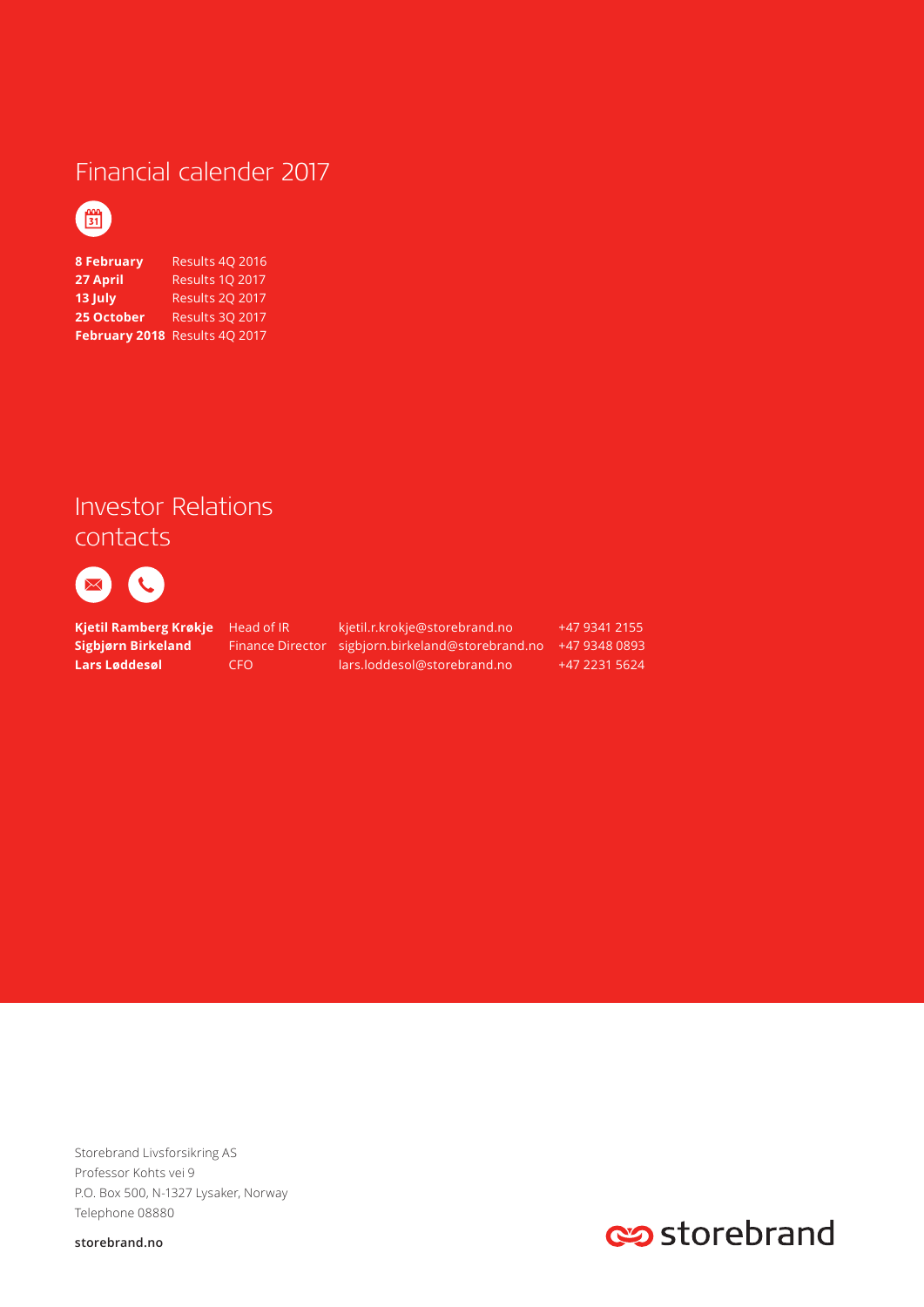## Financial calender 2017

| | |
|---|---|
| **8 February** | Results 4Q 2016 |
| **27 April** | Results 1Q 2017 |
| **13 July** | Results 2Q 2017 |
| **25 October** | Results 3Q 2017 |
| **February 2018** | Results 4Q 2017 |

## Investor Relations contacts

| | | | |
|---|---|---|---|
| **Kjetil Ramberg Krøkje** | Head of IR | kjetil.r.krokje@storebrand.no | +47 9341 2155 |
| **Sigbjørn Birkeland** | Finance Director | sigbjorn.birkeland@storebrand.no | +47 9348 0893 |
| **Lars Løddesøl** | CFO | lars.loddesol@storebrand.no | +47 2231 5624 |

Storebrand Livsforsikring AS
Professor Kohts vei 9
P.O. Box 500, N-1327 Lysaker, Norway
Telephone 08880

**storebrand.no**

storebrand